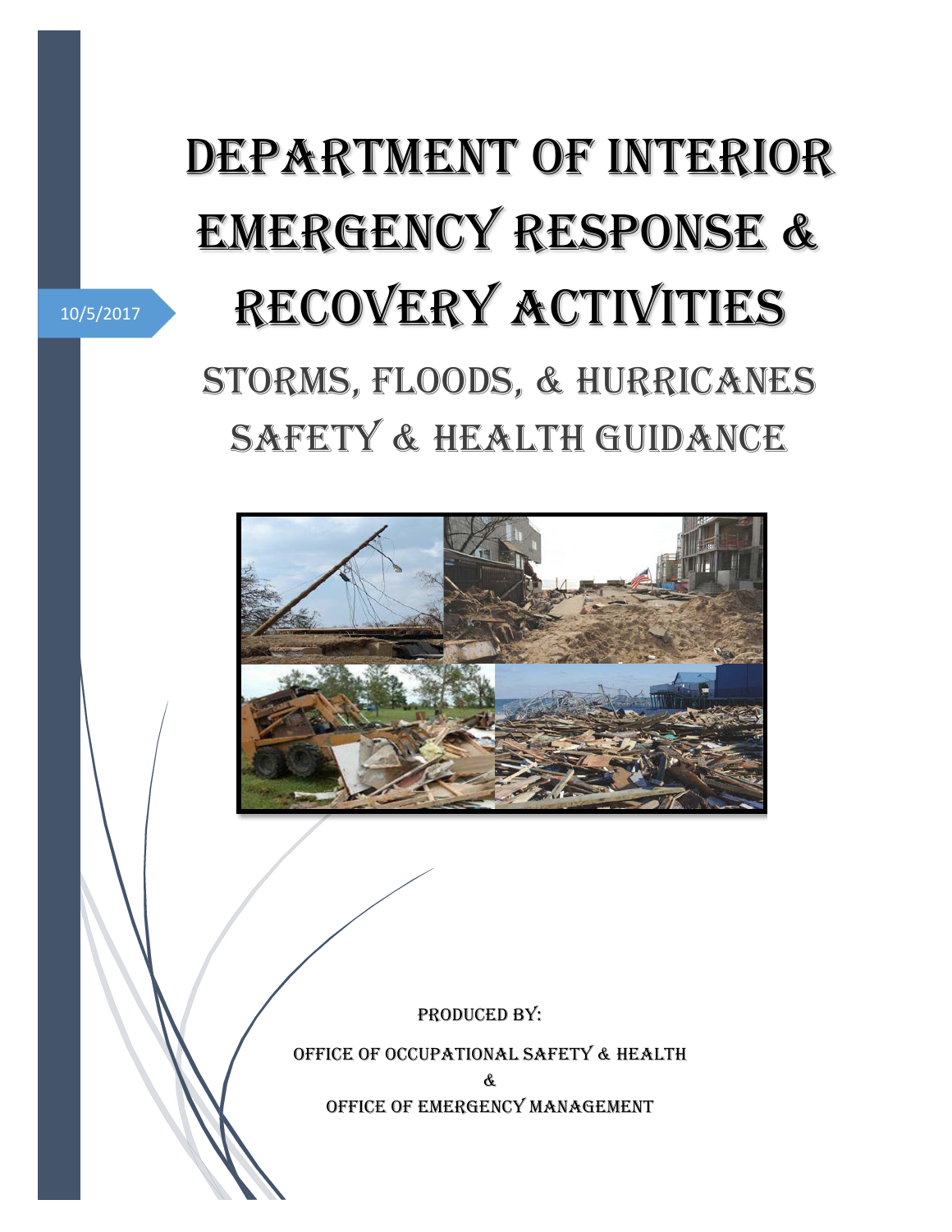10/5/2017

# Department of Interior Emergency Response & Recovery Activities

## Storms, Floods, & Hurricanes Safety & Health Guidance

Produced by:

Office of Occupational Safety & Health

&

Office of Emergency Management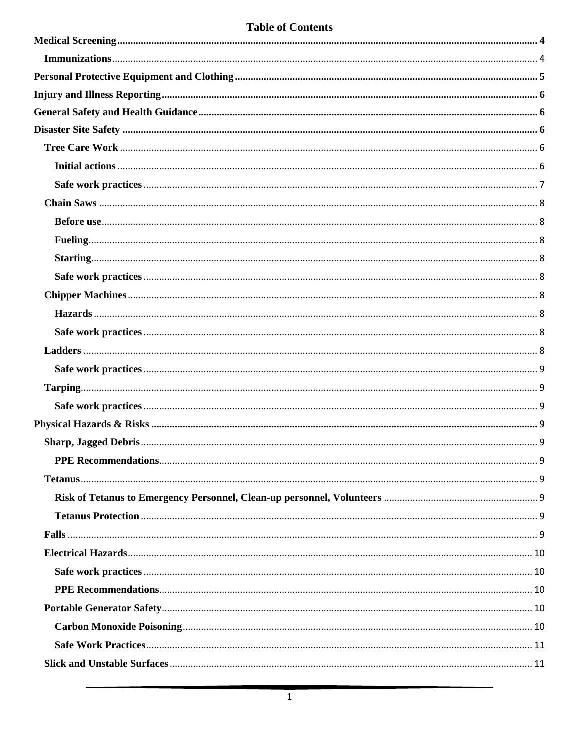# Table of Contents

- **Medical Screening** .... 4
  - **Immunizations** .... 4
- **Personal Protective Equipment and Clothing** .... 5
- **Injury and Illness Reporting** .... 6
- **General Safety and Health Guidance** .... 6
- **Disaster Site Safety** .... 6
  - **Tree Care Work** .... 6
    - **Initial actions** .... 6
    - **Safe work practices** .... 7
  - **Chain Saws** .... 8
    - **Before use** .... 8
    - **Fueling** .... 8
    - **Starting** .... 8
    - **Safe work practices** .... 8
  - **Chipper Machines** .... 8
    - **Hazards** .... 8
    - **Safe work practices** .... 8
  - **Ladders** .... 8
    - **Safe work practices** .... 9
  - **Tarping** .... 9
    - **Safe work practices** .... 9
- **Physical Hazards & Risks** .... 9
  - **Sharp, Jagged Debris** .... 9
    - **PPE Recommendations** .... 9
  - **Tetanus** .... 9
    - **Risk of Tetanus to Emergency Personnel, Clean-up personnel, Volunteers** .... 9
    - **Tetanus Protection** .... 9
  - **Falls** .... 9
  - **Electrical Hazards** .... 10
    - **Safe work practices** .... 10
    - **PPE Recommendations** .... 10
  - **Portable Generator Safety** .... 10
    - **Carbon Monoxide Poisoning** .... 10
    - **Safe Work Practices** .... 11
  - **Slick and Unstable Surfaces** .... 11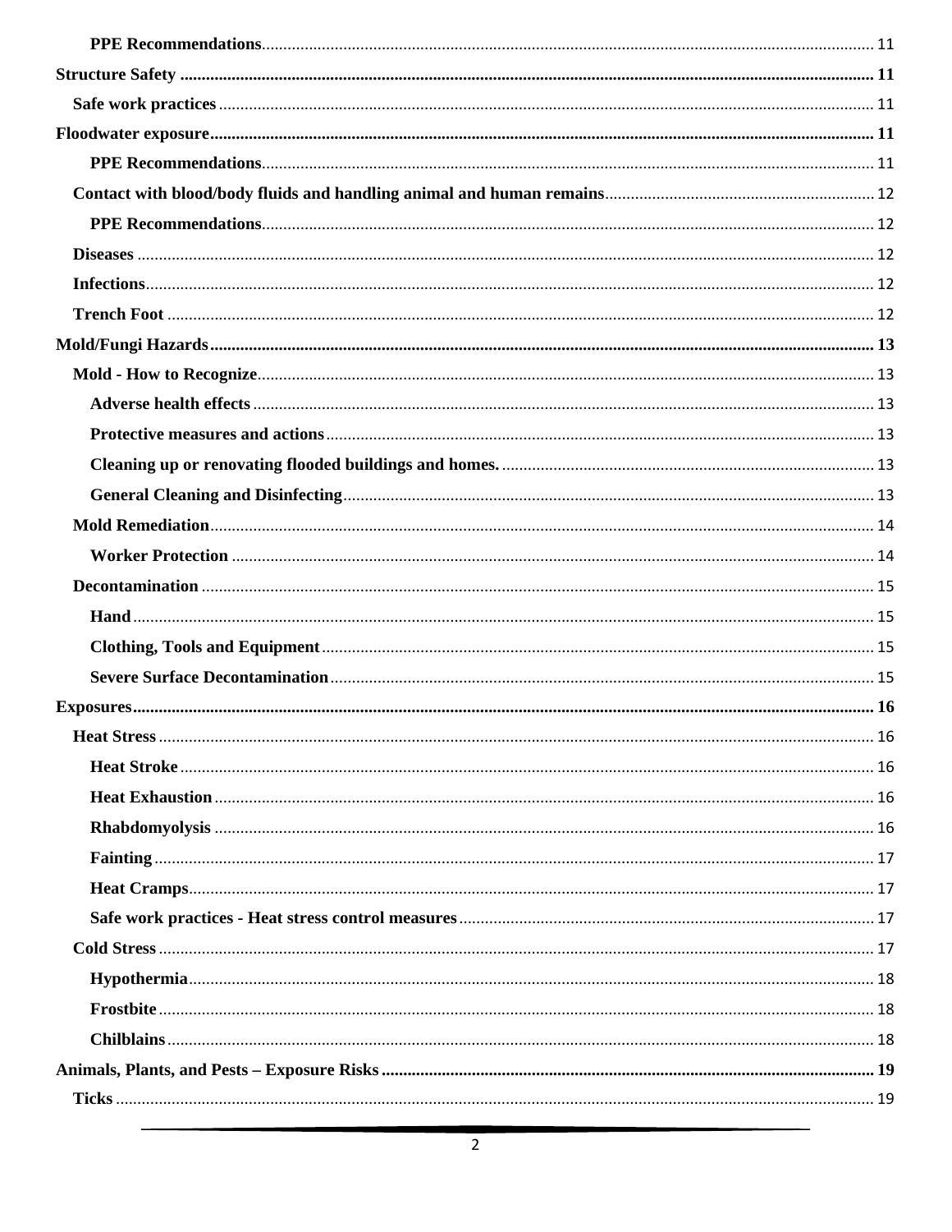- **PPE Recommendations** 11
- **Structure Safety** 11
  - **Safe work practices** 11
- **Floodwater exposure** 11
  - **PPE Recommendations** 11
  - **Contact with blood/body fluids and handling animal and human remains** 12
    - **PPE Recommendations** 12
  - **Diseases** 12
  - **Infections** 12
  - **Trench Foot** 12
- **Mold/Fungi Hazards** 13
  - **Mold - How to Recognize** 13
    - **Adverse health effects** 13
    - **Protective measures and actions** 13
    - **Cleaning up or renovating flooded buildings and homes.** 13
    - **General Cleaning and Disinfecting** 13
  - **Mold Remediation** 14
    - **Worker Protection** 14
  - **Decontamination** 15
    - **Hand** 15
    - **Clothing, Tools and Equipment** 15
    - **Severe Surface Decontamination** 15
- **Exposures** 16
  - **Heat Stress** 16
    - **Heat Stroke** 16
    - **Heat Exhaustion** 16
    - **Rhabdomyolysis** 16
    - **Fainting** 17
    - **Heat Cramps** 17
    - **Safe work practices - Heat stress control measures** 17
  - **Cold Stress** 17
    - **Hypothermia** 18
    - **Frostbite** 18
    - **Chilblains** 18
- **Animals, Plants, and Pests – Exposure Risks** 19
  - **Ticks** 19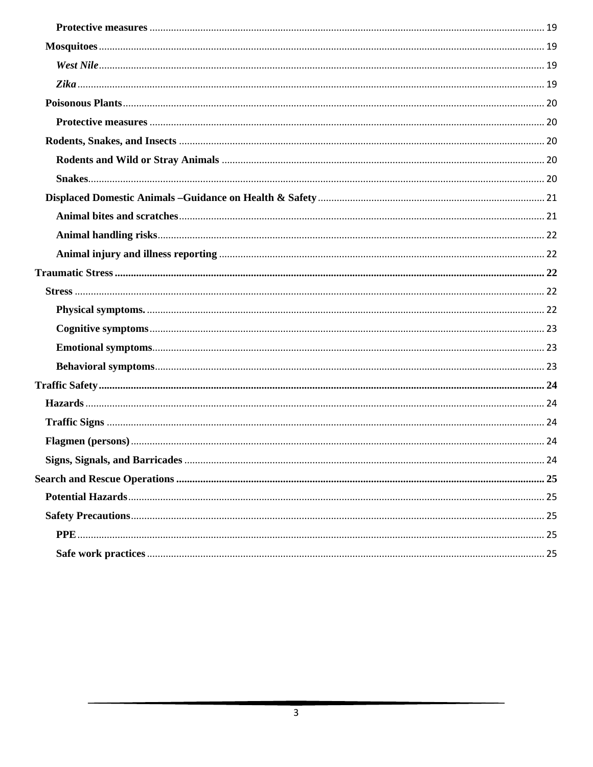**Protective measures** .................................................................. 19

**Mosquitoes** .................................................................. 19

***West Nile*** .................................................................. 19

***Zika*** .................................................................. 19

**Poisonous Plants** .................................................................. 20

**Protective measures** .................................................................. 20

**Rodents, Snakes, and Insects** .................................................................. 20

**Rodents and Wild or Stray Animals** .................................................................. 20

**Snakes** .................................................................. 20

**Displaced Domestic Animals –Guidance on Health & Safety** .................................................................. 21

**Animal bites and scratches** .................................................................. 21

**Animal handling risks** .................................................................. 22

**Animal injury and illness reporting** .................................................................. 22

**Traumatic Stress** .................................................................. **22**

**Stress** .................................................................. 22

**Physical symptoms.** .................................................................. 22

**Cognitive symptoms** .................................................................. 23

**Emotional symptoms** .................................................................. 23

**Behavioral symptoms** .................................................................. 23

**Traffic Safety** .................................................................. **24**

**Hazards** .................................................................. 24

**Traffic Signs** .................................................................. 24

**Flagmen (persons)** .................................................................. 24

**Signs, Signals, and Barricades** .................................................................. 24

**Search and Rescue Operations** .................................................................. **25**

**Potential Hazards** .................................................................. 25

**Safety Precautions** .................................................................. 25

**PPE** .................................................................. 25

**Safe work practices** .................................................................. 25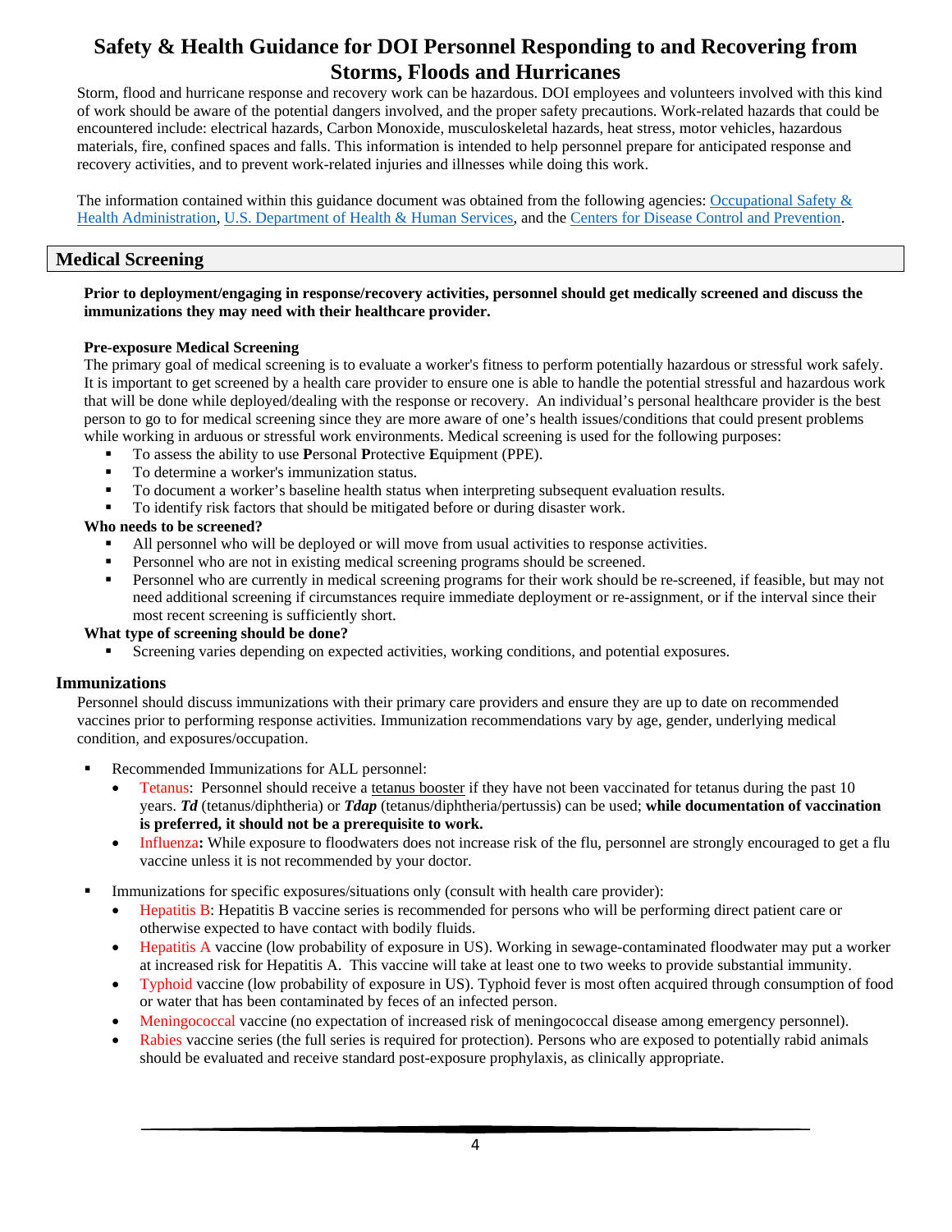# Safety & Health Guidance for DOI Personnel Responding to and Recovering from Storms, Floods and Hurricanes

Storm, flood and hurricane response and recovery work can be hazardous. DOI employees and volunteers involved with this kind of work should be aware of the potential dangers involved, and the proper safety precautions. Work-related hazards that could be encountered include: electrical hazards, Carbon Monoxide, musculoskeletal hazards, heat stress, motor vehicles, hazardous materials, fire, confined spaces and falls. This information is intended to help personnel prepare for anticipated response and recovery activities, and to prevent work-related injuries and illnesses while doing this work.

The information contained within this guidance document was obtained from the following agencies: Occupational Safety & Health Administration, U.S. Department of Health & Human Services, and the Centers for Disease Control and Prevention.

## Medical Screening

**Prior to deployment/engaging in response/recovery activities, personnel should get medically screened and discuss the immunizations they may need with their healthcare provider.**

**Pre-exposure Medical Screening**

The primary goal of medical screening is to evaluate a worker's fitness to perform potentially hazardous or stressful work safely. It is important to get screened by a health care provider to ensure one is able to handle the potential stressful and hazardous work that will be done while deployed/dealing with the response or recovery. An individual's personal healthcare provider is the best person to go to for medical screening since they are more aware of one's health issues/conditions that could present problems while working in arduous or stressful work environments. Medical screening is used for the following purposes:

- To assess the ability to use **P**ersonal **P**rotective **E**quipment (PPE).
- To determine a worker's immunization status.
- To document a worker's baseline health status when interpreting subsequent evaluation results.
- To identify risk factors that should be mitigated before or during disaster work.

**Who needs to be screened?**

- All personnel who will be deployed or will move from usual activities to response activities.
- Personnel who are not in existing medical screening programs should be screened.
- Personnel who are currently in medical screening programs for their work should be re-screened, if feasible, but may not need additional screening if circumstances require immediate deployment or re-assignment, or if the interval since their most recent screening is sufficiently short.

**What type of screening should be done?**

- Screening varies depending on expected activities, working conditions, and potential exposures.

### Immunizations

Personnel should discuss immunizations with their primary care providers and ensure they are up to date on recommended vaccines prior to performing response activities. Immunization recommendations vary by age, gender, underlying medical condition, and exposures/occupation.

- Recommended Immunizations for ALL personnel:
  - Tetanus: Personnel should receive a tetanus booster if they have not been vaccinated for tetanus during the past 10 years. ***Td*** (tetanus/diphtheria) or ***Tdap*** (tetanus/diphtheria/pertussis) can be used; **while documentation of vaccination is preferred, it should not be a prerequisite to work.**
  - Influenza**:** While exposure to floodwaters does not increase risk of the flu, personnel are strongly encouraged to get a flu vaccine unless it is not recommended by your doctor.

- Immunizations for specific exposures/situations only (consult with health care provider):
  - Hepatitis B: Hepatitis B vaccine series is recommended for persons who will be performing direct patient care or otherwise expected to have contact with bodily fluids.
  - Hepatitis A vaccine (low probability of exposure in US). Working in sewage-contaminated floodwater may put a worker at increased risk for Hepatitis A. This vaccine will take at least one to two weeks to provide substantial immunity.
  - Typhoid vaccine (low probability of exposure in US). Typhoid fever is most often acquired through consumption of food or water that has been contaminated by feces of an infected person.
  - Meningococcal vaccine (no expectation of increased risk of meningococcal disease among emergency personnel).
  - Rabies vaccine series (the full series is required for protection). Persons who are exposed to potentially rabid animals should be evaluated and receive standard post-exposure prophylaxis, as clinically appropriate.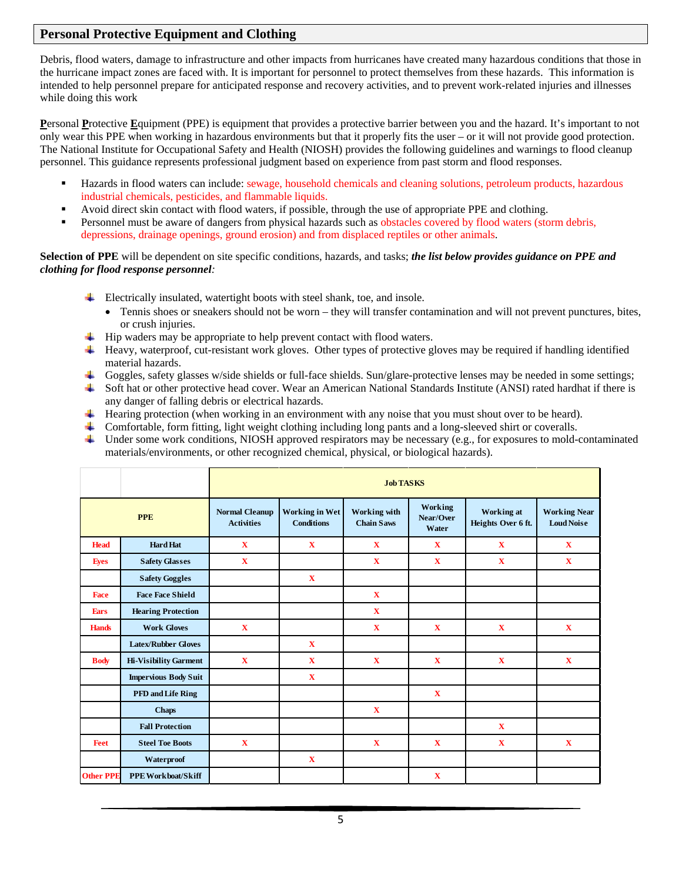## Personal Protective Equipment and Clothing

Debris, flood waters, damage to infrastructure and other impacts from hurricanes have created many hazardous conditions that those in the hurricane impact zones are faced with. It is important for personnel to protect themselves from these hazards. This information is intended to help personnel prepare for anticipated response and recovery activities, and to prevent work-related injuries and illnesses while doing this work

**P**ersonal **P**rotective **E**quipment (PPE) is equipment that provides a protective barrier between you and the hazard. It's important to not only wear this PPE when working in hazardous environments but that it properly fits the user – or it will not provide good protection. The National Institute for Occupational Safety and Health (NIOSH) provides the following guidelines and warnings to flood cleanup personnel. This guidance represents professional judgment based on experience from past storm and flood responses.

- Hazards in flood waters can include: sewage, household chemicals and cleaning solutions, petroleum products, hazardous industrial chemicals, pesticides, and flammable liquids.
- Avoid direct skin contact with flood waters, if possible, through the use of appropriate PPE and clothing.
- Personnel must be aware of dangers from physical hazards such as obstacles covered by flood waters (storm debris, depressions, drainage openings, ground erosion) and from displaced reptiles or other animals.

**Selection of PPE** will be dependent on site specific conditions, hazards, and tasks; ***the list below provides guidance on PPE and clothing for flood response personnel****:*

- Electrically insulated, watertight boots with steel shank, toe, and insole.
  - Tennis shoes or sneakers should not be worn – they will transfer contamination and will not prevent punctures, bites, or crush injuries.
- Hip waders may be appropriate to help prevent contact with flood waters.
- Heavy, waterproof, cut-resistant work gloves. Other types of protective gloves may be required if handling identified material hazards.
- Goggles, safety glasses w/side shields or full-face shields. Sun/glare-protective lenses may be needed in some settings;
- Soft hat or other protective head cover. Wear an American National Standards Institute (ANSI) rated hardhat if there is any danger of falling debris or electrical hazards.
- Hearing protection (when working in an environment with any noise that you must shout over to be heard).
- Comfortable, form fitting, light weight clothing including long pants and a long-sleeved shirt or coveralls.
- Under some work conditions, NIOSH approved respirators may be necessary (e.g., for exposures to mold-contaminated materials/environments, or other recognized chemical, physical, or biological hazards).

| | | Job TASKS | | | | | |
|---|---|---|---|---|---|---|---|
| **PPE** | | **Normal Cleanup Activities** | **Working in Wet Conditions** | **Working with Chain Saws** | **Working Near/Over Water** | **Working at Heights Over 6 ft.** | **Working Near Loud Noise** |
| Head | Hard Hat | X | X | X | X | X | X |
| Eyes | Safety Glasses | X | | X | X | X | X |
| | Safety Goggles | | X | | | | |
| Face | Face Face Shield | | | X | | | |
| Ears | Hearing Protection | | | X | | | |
| Hands | Work Gloves | X | | X | X | X | X |
| | Latex/Rubber Gloves | | X | | | | |
| Body | Hi-Visibility Garment | X | X | X | X | X | X |
| | Impervious Body Suit | | X | | | | |
| | PFD and Life Ring | | | | X | | |
| | Chaps | | | X | | | |
| | Fall Protection | | | | | X | |
| Feet | Steel Toe Boots | X | | X | X | X | X |
| | Waterproof | | X | | | | |
| Other PPE | PPE Workboat/Skiff | | | | X | | |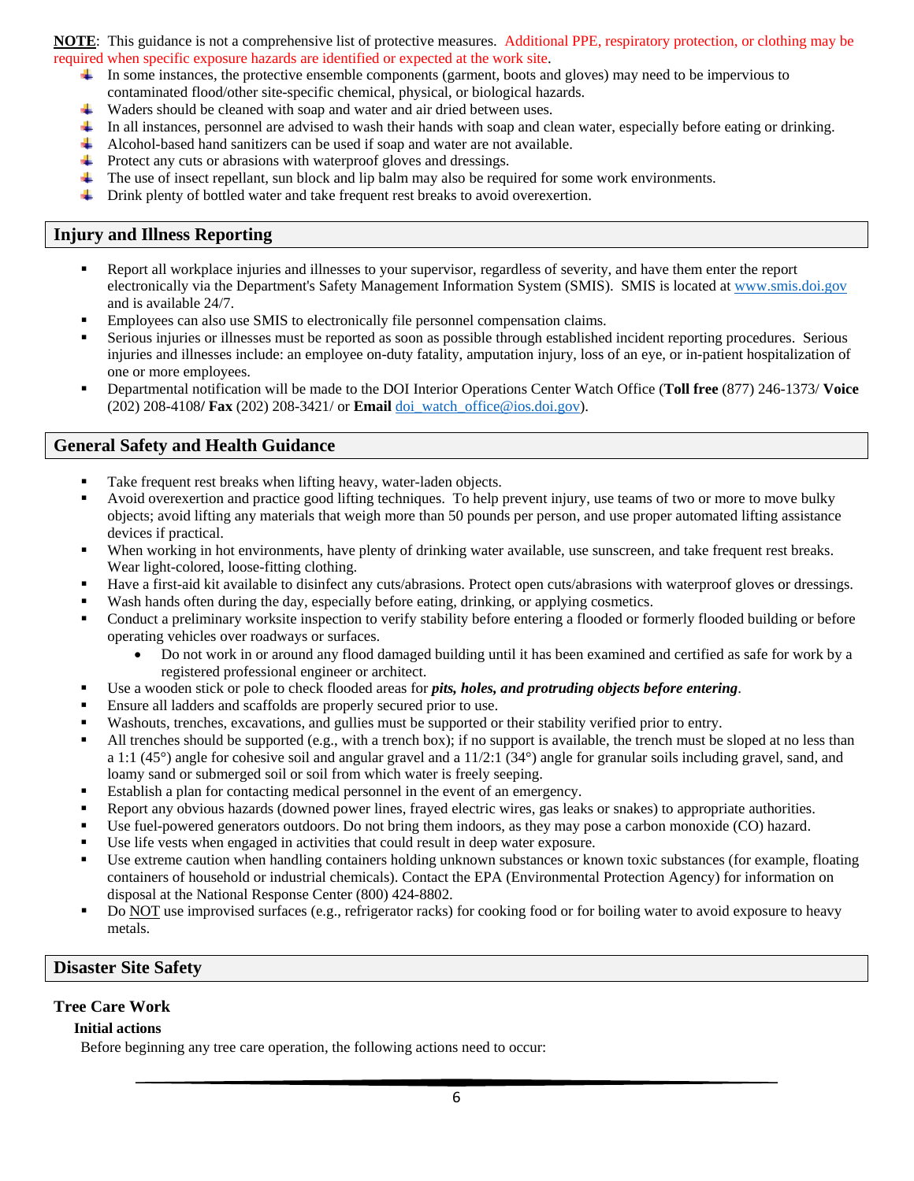**NOTE**: This guidance is not a comprehensive list of protective measures. Additional PPE, respiratory protection, or clothing may be required when specific exposure hazards are identified or expected at the work site.

- In some instances, the protective ensemble components (garment, boots and gloves) may need to be impervious to contaminated flood/other site-specific chemical, physical, or biological hazards.
- Waders should be cleaned with soap and water and air dried between uses.
- In all instances, personnel are advised to wash their hands with soap and clean water, especially before eating or drinking.
- Alcohol-based hand sanitizers can be used if soap and water are not available.
- Protect any cuts or abrasions with waterproof gloves and dressings.
- The use of insect repellant, sun block and lip balm may also be required for some work environments.
- Drink plenty of bottled water and take frequent rest breaks to avoid overexertion.

## Injury and Illness Reporting

- Report all workplace injuries and illnesses to your supervisor, regardless of severity, and have them enter the report electronically via the Department's Safety Management Information System (SMIS). SMIS is located at www.smis.doi.gov and is available 24/7.
- Employees can also use SMIS to electronically file personnel compensation claims.
- Serious injuries or illnesses must be reported as soon as possible through established incident reporting procedures. Serious injuries and illnesses include: an employee on-duty fatality, amputation injury, loss of an eye, or in-patient hospitalization of one or more employees.
- Departmental notification will be made to the DOI Interior Operations Center Watch Office (**Toll free** (877) 246-1373/ **Voice** (202) 208-4108**/ Fax** (202) 208-3421/ or **Email** doi_watch_office@ios.doi.gov).

## General Safety and Health Guidance

- Take frequent rest breaks when lifting heavy, water-laden objects.
- Avoid overexertion and practice good lifting techniques. To help prevent injury, use teams of two or more to move bulky objects; avoid lifting any materials that weigh more than 50 pounds per person, and use proper automated lifting assistance devices if practical.
- When working in hot environments, have plenty of drinking water available, use sunscreen, and take frequent rest breaks. Wear light-colored, loose-fitting clothing.
- Have a first-aid kit available to disinfect any cuts/abrasions. Protect open cuts/abrasions with waterproof gloves or dressings.
- Wash hands often during the day, especially before eating, drinking, or applying cosmetics.
- Conduct a preliminary worksite inspection to verify stability before entering a flooded or formerly flooded building or before operating vehicles over roadways or surfaces.
    - Do not work in or around any flood damaged building until it has been examined and certified as safe for work by a registered professional engineer or architect.
- Use a wooden stick or pole to check flooded areas for ***pits, holes, and protruding objects before entering***.
- Ensure all ladders and scaffolds are properly secured prior to use.
- Washouts, trenches, excavations, and gullies must be supported or their stability verified prior to entry.
- All trenches should be supported (e.g., with a trench box); if no support is available, the trench must be sloped at no less than a 1:1 (45°) angle for cohesive soil and angular gravel and a 11/2:1 (34°) angle for granular soils including gravel, sand, and loamy sand or submerged soil or soil from which water is freely seeping.
- Establish a plan for contacting medical personnel in the event of an emergency.
- Report any obvious hazards (downed power lines, frayed electric wires, gas leaks or snakes) to appropriate authorities.
- Use fuel-powered generators outdoors. Do not bring them indoors, as they may pose a carbon monoxide (CO) hazard.
- Use life vests when engaged in activities that could result in deep water exposure.
- Use extreme caution when handling containers holding unknown substances or known toxic substances (for example, floating containers of household or industrial chemicals). Contact the EPA (Environmental Protection Agency) for information on disposal at the National Response Center (800) 424-8802.
- Do NOT use improvised surfaces (e.g., refrigerator racks) for cooking food or for boiling water to avoid exposure to heavy metals.

## Disaster Site Safety

### Tree Care Work

#### Initial actions

Before beginning any tree care operation, the following actions need to occur: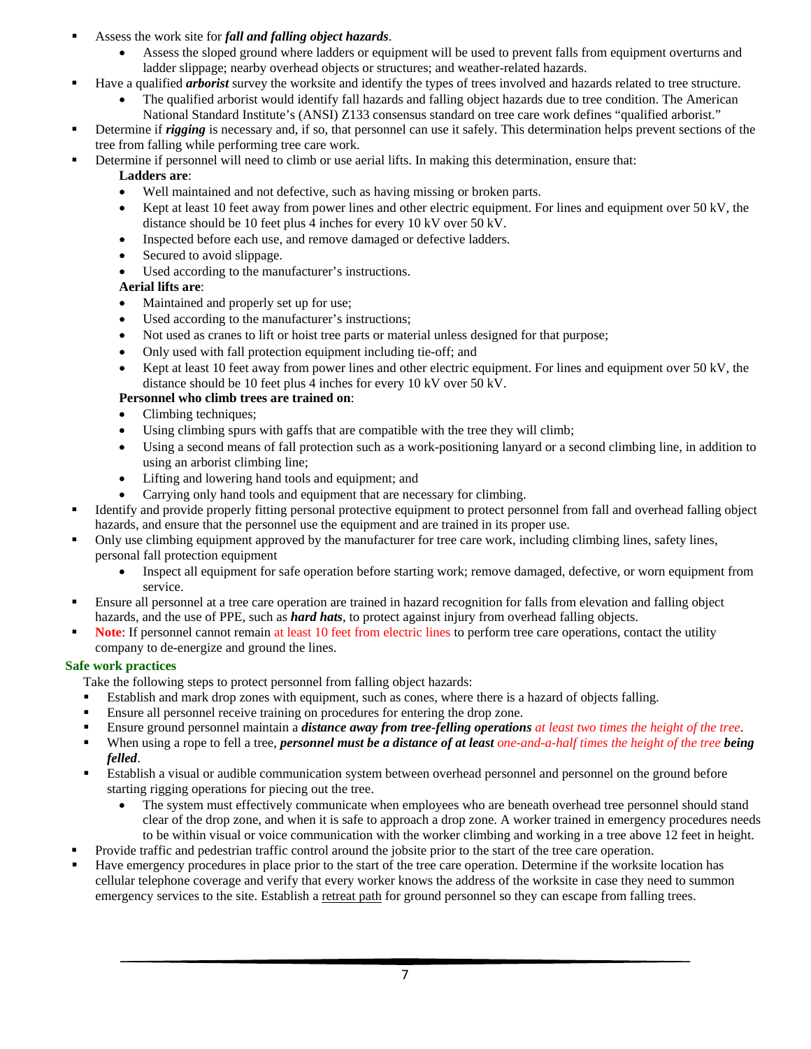- Assess the work site for ***fall and falling object hazards***.
  - Assess the sloped ground where ladders or equipment will be used to prevent falls from equipment overturns and ladder slippage; nearby overhead objects or structures; and weather-related hazards.
- Have a qualified ***arborist*** survey the worksite and identify the types of trees involved and hazards related to tree structure.
  - The qualified arborist would identify fall hazards and falling object hazards due to tree condition. The American National Standard Institute's (ANSI) Z133 consensus standard on tree care work defines "qualified arborist."
- Determine if ***rigging*** is necessary and, if so, that personnel can use it safely. This determination helps prevent sections of the tree from falling while performing tree care work.
- Determine if personnel will need to climb or use aerial lifts. In making this determination, ensure that:

  **Ladders are**:
  - Well maintained and not defective, such as having missing or broken parts.
  - Kept at least 10 feet away from power lines and other electric equipment. For lines and equipment over 50 kV, the distance should be 10 feet plus 4 inches for every 10 kV over 50 kV.
  - Inspected before each use, and remove damaged or defective ladders.
  - Secured to avoid slippage.
  - Used according to the manufacturer's instructions.

  **Aerial lifts are**:
  - Maintained and properly set up for use;
  - Used according to the manufacturer's instructions;
  - Not used as cranes to lift or hoist tree parts or material unless designed for that purpose;
  - Only used with fall protection equipment including tie-off; and
  - Kept at least 10 feet away from power lines and other electric equipment. For lines and equipment over 50 kV, the distance should be 10 feet plus 4 inches for every 10 kV over 50 kV.

  **Personnel who climb trees are trained on**:
  - Climbing techniques;
  - Using climbing spurs with gaffs that are compatible with the tree they will climb;
  - Using a second means of fall protection such as a work-positioning lanyard or a second climbing line, in addition to using an arborist climbing line;
  - Lifting and lowering hand tools and equipment; and
  - Carrying only hand tools and equipment that are necessary for climbing.
- Identify and provide properly fitting personal protective equipment to protect personnel from fall and overhead falling object hazards, and ensure that the personnel use the equipment and are trained in its proper use.
- Only use climbing equipment approved by the manufacturer for tree care work, including climbing lines, safety lines, personal fall protection equipment
  - Inspect all equipment for safe operation before starting work; remove damaged, defective, or worn equipment from service.
- Ensure all personnel at a tree care operation are trained in hazard recognition for falls from elevation and falling object hazards, and the use of PPE, such as ***hard hats***, to protect against injury from overhead falling objects.
- **Note**: If personnel cannot remain at least 10 feet from electric lines to perform tree care operations, contact the utility company to de-energize and ground the lines.

### Safe work practices

Take the following steps to protect personnel from falling object hazards:

- Establish and mark drop zones with equipment, such as cones, where there is a hazard of objects falling.
- Ensure all personnel receive training on procedures for entering the drop zone.
- Ensure ground personnel maintain a ***distance away from tree-felling operations*** *at least two times the height of the tree*.
- When using a rope to fell a tree, ***personnel must be a distance of at least*** *one-and-a-half times the height of the tree* ***being felled***.
- Establish a visual or audible communication system between overhead personnel and personnel on the ground before starting rigging operations for piecing out the tree.
  - The system must effectively communicate when employees who are beneath overhead tree personnel should stand clear of the drop zone, and when it is safe to approach a drop zone. A worker trained in emergency procedures needs to be within visual or voice communication with the worker climbing and working in a tree above 12 feet in height.
- Provide traffic and pedestrian traffic control around the jobsite prior to the start of the tree care operation.
- Have emergency procedures in place prior to the start of the tree care operation. Determine if the worksite location has cellular telephone coverage and verify that every worker knows the address of the worksite in case they need to summon emergency services to the site. Establish a retreat path for ground personnel so they can escape from falling trees.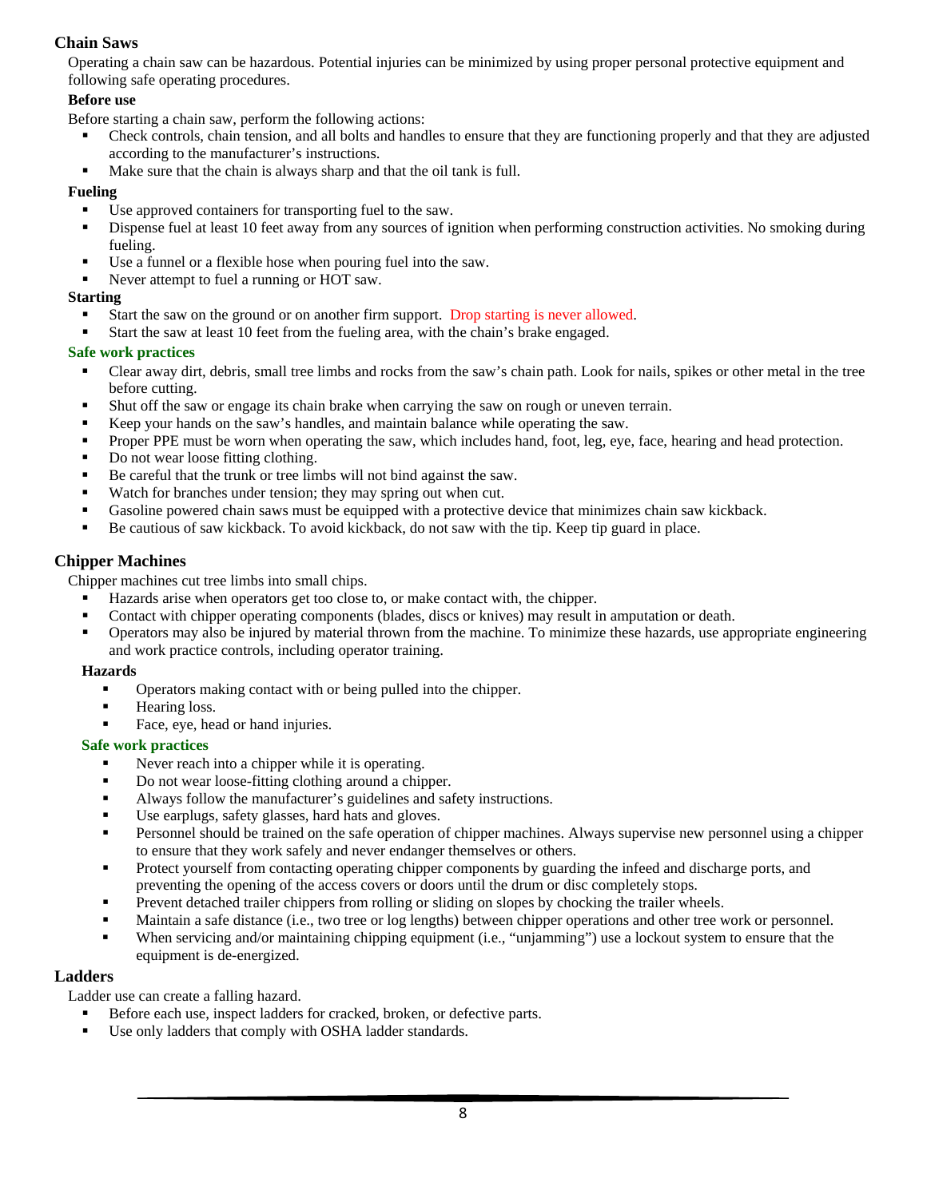## Chain Saws

Operating a chain saw can be hazardous. Potential injuries can be minimized by using proper personal protective equipment and following safe operating procedures.

**Before use**

Before starting a chain saw, perform the following actions:

- Check controls, chain tension, and all bolts and handles to ensure that they are functioning properly and that they are adjusted according to the manufacturer's instructions.
- Make sure that the chain is always sharp and that the oil tank is full.

**Fueling**

- Use approved containers for transporting fuel to the saw.
- Dispense fuel at least 10 feet away from any sources of ignition when performing construction activities. No smoking during fueling.
- Use a funnel or a flexible hose when pouring fuel into the saw.
- Never attempt to fuel a running or HOT saw.

**Starting**

- Start the saw on the ground or on another firm support. Drop starting is never allowed.
- Start the saw at least 10 feet from the fueling area, with the chain's brake engaged.

**Safe work practices**

- Clear away dirt, debris, small tree limbs and rocks from the saw's chain path. Look for nails, spikes or other metal in the tree before cutting.
- Shut off the saw or engage its chain brake when carrying the saw on rough or uneven terrain.
- Keep your hands on the saw's handles, and maintain balance while operating the saw.
- Proper PPE must be worn when operating the saw, which includes hand, foot, leg, eye, face, hearing and head protection.
- Do not wear loose fitting clothing.
- Be careful that the trunk or tree limbs will not bind against the saw.
- Watch for branches under tension; they may spring out when cut.
- Gasoline powered chain saws must be equipped with a protective device that minimizes chain saw kickback.
- Be cautious of saw kickback. To avoid kickback, do not saw with the tip. Keep tip guard in place.

## Chipper Machines

Chipper machines cut tree limbs into small chips.

- Hazards arise when operators get too close to, or make contact with, the chipper.
- Contact with chipper operating components (blades, discs or knives) may result in amputation or death.
- Operators may also be injured by material thrown from the machine. To minimize these hazards, use appropriate engineering and work practice controls, including operator training.

**Hazards**

- Operators making contact with or being pulled into the chipper.
- Hearing loss.
- Face, eye, head or hand injuries.

**Safe work practices**

- Never reach into a chipper while it is operating.
- Do not wear loose-fitting clothing around a chipper.
- Always follow the manufacturer's guidelines and safety instructions.
- Use earplugs, safety glasses, hard hats and gloves.
- Personnel should be trained on the safe operation of chipper machines. Always supervise new personnel using a chipper to ensure that they work safely and never endanger themselves or others.
- Protect yourself from contacting operating chipper components by guarding the infeed and discharge ports, and preventing the opening of the access covers or doors until the drum or disc completely stops.
- Prevent detached trailer chippers from rolling or sliding on slopes by chocking the trailer wheels.
- Maintain a safe distance (i.e., two tree or log lengths) between chipper operations and other tree work or personnel.
- When servicing and/or maintaining chipping equipment (i.e., "unjamming") use a lockout system to ensure that the equipment is de-energized.

## Ladders

Ladder use can create a falling hazard.

- Before each use, inspect ladders for cracked, broken, or defective parts.
- Use only ladders that comply with OSHA ladder standards.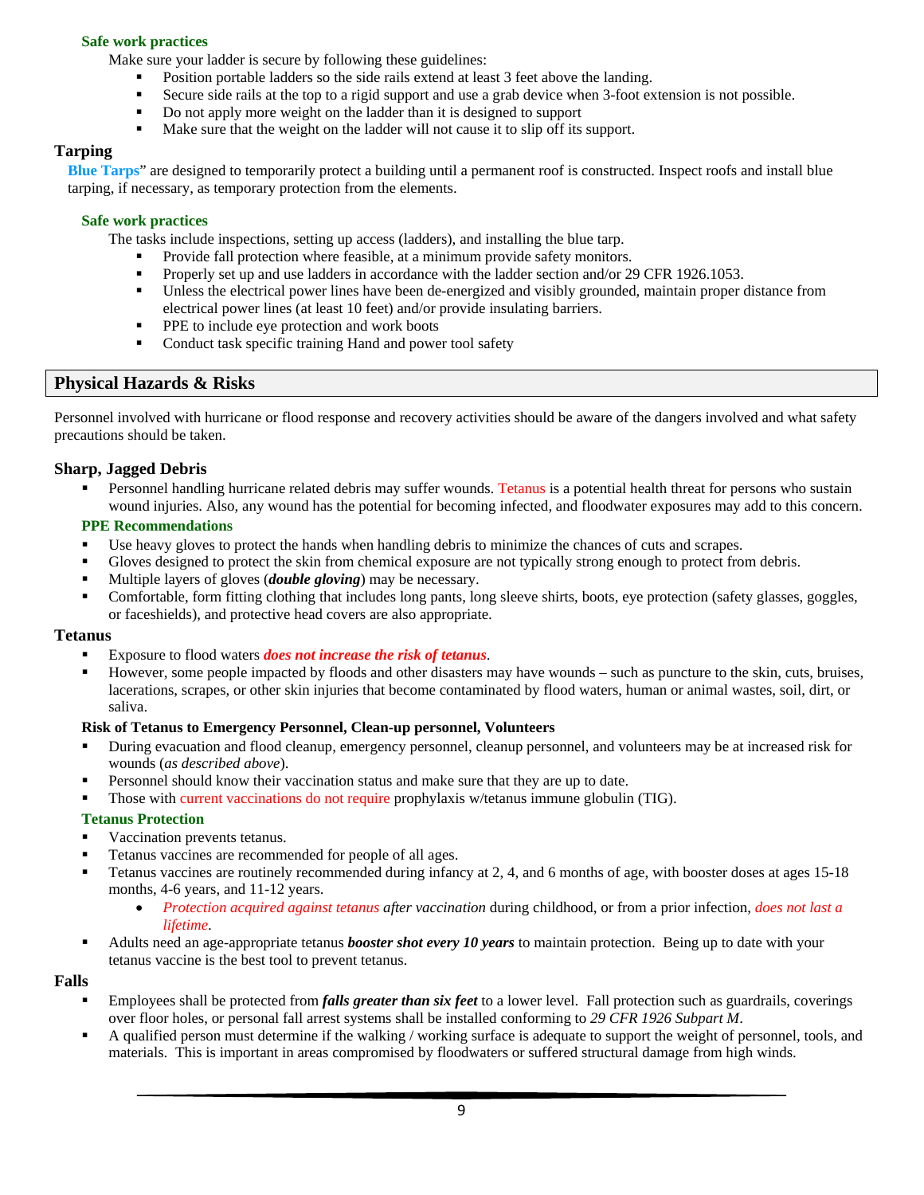#### Safe work practices

Make sure your ladder is secure by following these guidelines:

- Position portable ladders so the side rails extend at least 3 feet above the landing.
- Secure side rails at the top to a rigid support and use a grab device when 3-foot extension is not possible.
- Do not apply more weight on the ladder than it is designed to support
- Make sure that the weight on the ladder will not cause it to slip off its support.

### Tarping

**Blue Tarps**" are designed to temporarily protect a building until a permanent roof is constructed. Inspect roofs and install blue tarping, if necessary, as temporary protection from the elements.

#### Safe work practices

The tasks include inspections, setting up access (ladders), and installing the blue tarp.

- Provide fall protection where feasible, at a minimum provide safety monitors.
- Properly set up and use ladders in accordance with the ladder section and/or 29 CFR 1926.1053.
- Unless the electrical power lines have been de-energized and visibly grounded, maintain proper distance from electrical power lines (at least 10 feet) and/or provide insulating barriers.
- PPE to include eye protection and work boots
- Conduct task specific training Hand and power tool safety

## Physical Hazards & Risks

Personnel involved with hurricane or flood response and recovery activities should be aware of the dangers involved and what safety precautions should be taken.

### Sharp, Jagged Debris

- Personnel handling hurricane related debris may suffer wounds. Tetanus is a potential health threat for persons who sustain wound injuries. Also, any wound has the potential for becoming infected, and floodwater exposures may add to this concern.

#### PPE Recommendations

- Use heavy gloves to protect the hands when handling debris to minimize the chances of cuts and scrapes.
- Gloves designed to protect the skin from chemical exposure are not typically strong enough to protect from debris.
- Multiple layers of gloves (***double gloving***) may be necessary.
- Comfortable, form fitting clothing that includes long pants, long sleeve shirts, boots, eye protection (safety glasses, goggles, or faceshields), and protective head covers are also appropriate.

### Tetanus

- Exposure to flood waters ***does not increase the risk of tetanus***.
- However, some people impacted by floods and other disasters may have wounds – such as puncture to the skin, cuts, bruises, lacerations, scrapes, or other skin injuries that become contaminated by flood waters, human or animal wastes, soil, dirt, or saliva.

#### Risk of Tetanus to Emergency Personnel, Clean-up personnel, Volunteers

- During evacuation and flood cleanup, emergency personnel, cleanup personnel, and volunteers may be at increased risk for wounds (*as described above*).
- Personnel should know their vaccination status and make sure that they are up to date.
- Those with current vaccinations do not require prophylaxis w/tetanus immune globulin (TIG).

#### Tetanus Protection

- Vaccination prevents tetanus.
- Tetanus vaccines are recommended for people of all ages.
- Tetanus vaccines are routinely recommended during infancy at 2, 4, and 6 months of age, with booster doses at ages 15-18 months, 4-6 years, and 11-12 years.
  - *Protection acquired against tetanus after vaccination* during childhood, or from a prior infection, *does not last a lifetime*.
- Adults need an age-appropriate tetanus ***booster shot every 10 years*** to maintain protection. Being up to date with your tetanus vaccine is the best tool to prevent tetanus.

### Falls

- Employees shall be protected from ***falls greater than six feet*** to a lower level. Fall protection such as guardrails, coverings over floor holes, or personal fall arrest systems shall be installed conforming to *29 CFR 1926 Subpart M*.
- A qualified person must determine if the walking / working surface is adequate to support the weight of personnel, tools, and materials. This is important in areas compromised by floodwaters or suffered structural damage from high winds.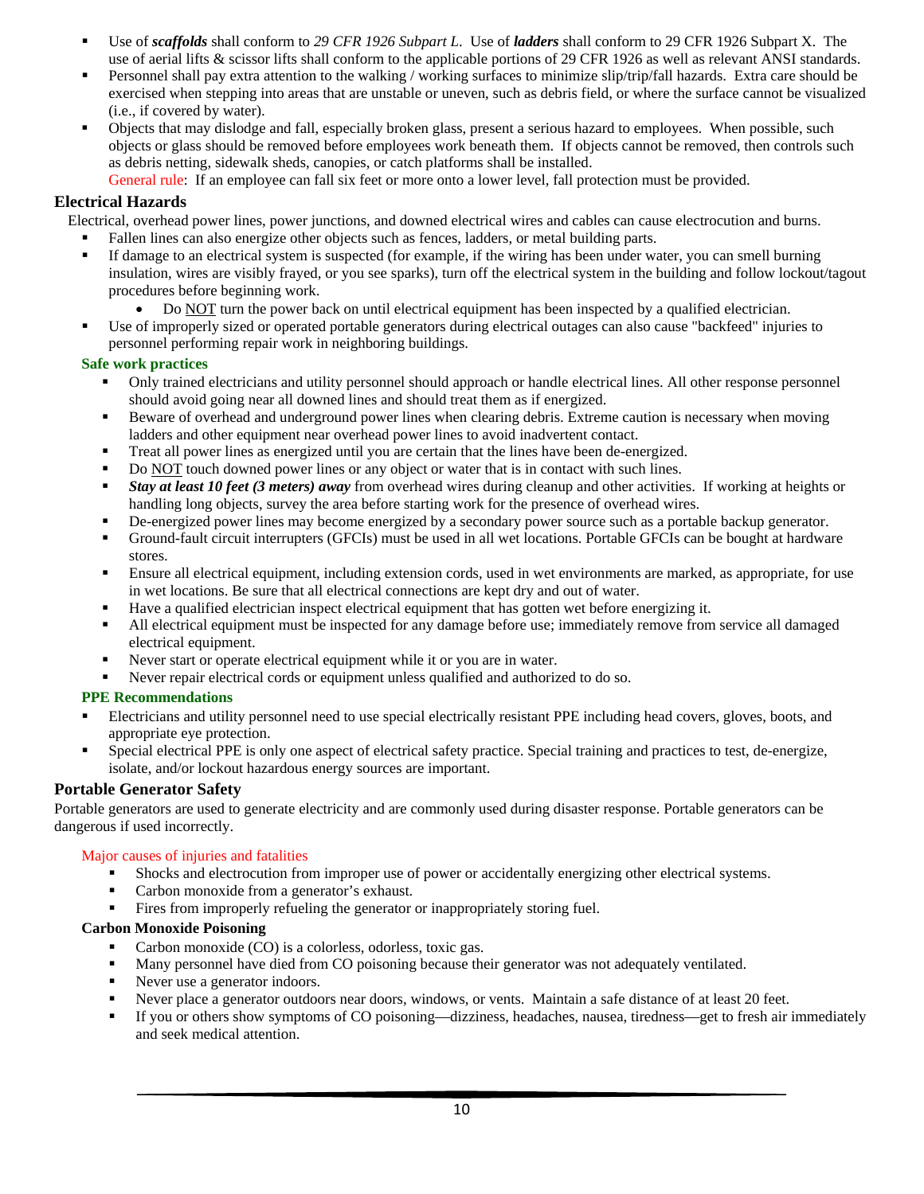- Use of ***scaffolds*** shall conform to *29 CFR 1926 Subpart L*. Use of ***ladders*** shall conform to 29 CFR 1926 Subpart X. The use of aerial lifts & scissor lifts shall conform to the applicable portions of 29 CFR 1926 as well as relevant ANSI standards.
- Personnel shall pay extra attention to the walking / working surfaces to minimize slip/trip/fall hazards. Extra care should be exercised when stepping into areas that are unstable or uneven, such as debris field, or where the surface cannot be visualized (i.e., if covered by water).
- Objects that may dislodge and fall, especially broken glass, present a serious hazard to employees. When possible, such objects or glass should be removed before employees work beneath them. If objects cannot be removed, then controls such as debris netting, sidewalk sheds, canopies, or catch platforms shall be installed.

  General rule: If an employee can fall six feet or more onto a lower level, fall protection must be provided.

## Electrical Hazards

Electrical, overhead power lines, power junctions, and downed electrical wires and cables can cause electrocution and burns.

- Fallen lines can also energize other objects such as fences, ladders, or metal building parts.
- If damage to an electrical system is suspected (for example, if the wiring has been under water, you can smell burning insulation, wires are visibly frayed, or you see sparks), turn off the electrical system in the building and follow lockout/tagout procedures before beginning work.
  - Do NOT turn the power back on until electrical equipment has been inspected by a qualified electrician.
- Use of improperly sized or operated portable generators during electrical outages can also cause "backfeed" injuries to personnel performing repair work in neighboring buildings.

### Safe work practices

- Only trained electricians and utility personnel should approach or handle electrical lines. All other response personnel should avoid going near all downed lines and should treat them as if energized.
- Beware of overhead and underground power lines when clearing debris. Extreme caution is necessary when moving ladders and other equipment near overhead power lines to avoid inadvertent contact.
- Treat all power lines as energized until you are certain that the lines have been de-energized.
- Do NOT touch downed power lines or any object or water that is in contact with such lines.
- ***Stay at least 10 feet (3 meters) away*** from overhead wires during cleanup and other activities. If working at heights or handling long objects, survey the area before starting work for the presence of overhead wires.
- De-energized power lines may become energized by a secondary power source such as a portable backup generator.
- Ground-fault circuit interrupters (GFCIs) must be used in all wet locations. Portable GFCIs can be bought at hardware stores.
- Ensure all electrical equipment, including extension cords, used in wet environments are marked, as appropriate, for use in wet locations. Be sure that all electrical connections are kept dry and out of water.
- Have a qualified electrician inspect electrical equipment that has gotten wet before energizing it.
- All electrical equipment must be inspected for any damage before use; immediately remove from service all damaged electrical equipment.
- Never start or operate electrical equipment while it or you are in water.
- Never repair electrical cords or equipment unless qualified and authorized to do so.

### PPE Recommendations

- Electricians and utility personnel need to use special electrically resistant PPE including head covers, gloves, boots, and appropriate eye protection.
- Special electrical PPE is only one aspect of electrical safety practice. Special training and practices to test, de-energize, isolate, and/or lockout hazardous energy sources are important.

## Portable Generator Safety

Portable generators are used to generate electricity and are commonly used during disaster response. Portable generators can be dangerous if used incorrectly.

Major causes of injuries and fatalities

- Shocks and electrocution from improper use of power or accidentally energizing other electrical systems.
- Carbon monoxide from a generator's exhaust.
- Fires from improperly refueling the generator or inappropriately storing fuel.

### Carbon Monoxide Poisoning

- Carbon monoxide (CO) is a colorless, odorless, toxic gas.
- Many personnel have died from CO poisoning because their generator was not adequately ventilated.
- Never use a generator indoors.
- Never place a generator outdoors near doors, windows, or vents. Maintain a safe distance of at least 20 feet.
- If you or others show symptoms of CO poisoning—dizziness, headaches, nausea, tiredness—get to fresh air immediately and seek medical attention.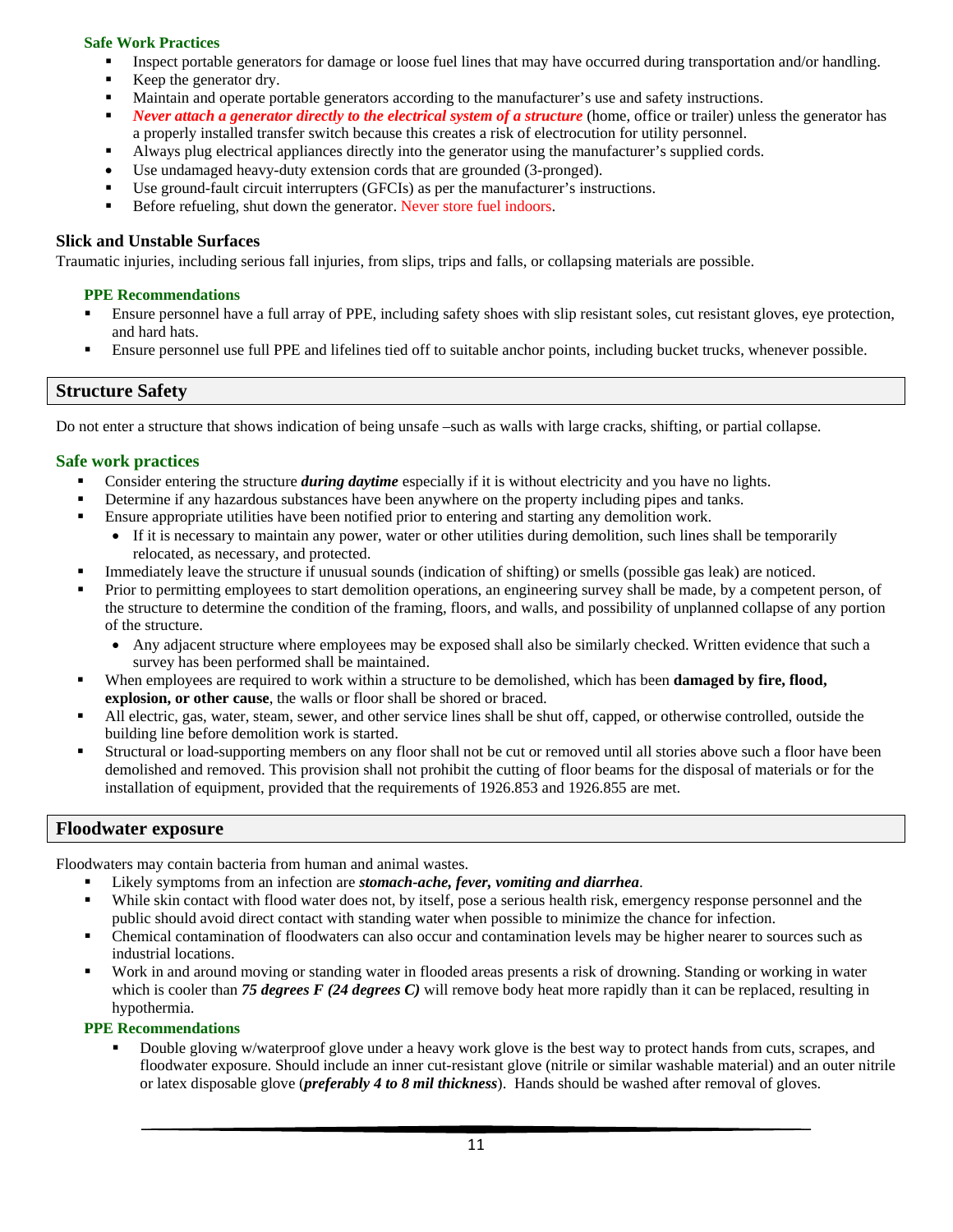### Safe Work Practices

- Inspect portable generators for damage or loose fuel lines that may have occurred during transportation and/or handling.
- Keep the generator dry.
- Maintain and operate portable generators according to the manufacturer's use and safety instructions.
- ***Never attach a generator directly to the electrical system of a structure*** (home, office or trailer) unless the generator has a properly installed transfer switch because this creates a risk of electrocution for utility personnel.
- Always plug electrical appliances directly into the generator using the manufacturer's supplied cords.
- Use undamaged heavy-duty extension cords that are grounded (3-pronged).
- Use ground-fault circuit interrupters (GFCIs) as per the manufacturer's instructions.
- Before refueling, shut down the generator. Never store fuel indoors.

### Slick and Unstable Surfaces

Traumatic injuries, including serious fall injuries, from slips, trips and falls, or collapsing materials are possible.

#### PPE Recommendations

- Ensure personnel have a full array of PPE, including safety shoes with slip resistant soles, cut resistant gloves, eye protection, and hard hats.
- Ensure personnel use full PPE and lifelines tied off to suitable anchor points, including bucket trucks, whenever possible.

## Structure Safety

Do not enter a structure that shows indication of being unsafe –such as walls with large cracks, shifting, or partial collapse.

### Safe work practices

- Consider entering the structure ***during daytime*** especially if it is without electricity and you have no lights.
- Determine if any hazardous substances have been anywhere on the property including pipes and tanks.
- Ensure appropriate utilities have been notified prior to entering and starting any demolition work.
  - If it is necessary to maintain any power, water or other utilities during demolition, such lines shall be temporarily relocated, as necessary, and protected.
- Immediately leave the structure if unusual sounds (indication of shifting) or smells (possible gas leak) are noticed.
- Prior to permitting employees to start demolition operations, an engineering survey shall be made, by a competent person, of the structure to determine the condition of the framing, floors, and walls, and possibility of unplanned collapse of any portion of the structure.
  - Any adjacent structure where employees may be exposed shall also be similarly checked. Written evidence that such a survey has been performed shall be maintained.
- When employees are required to work within a structure to be demolished, which has been **damaged by fire, flood, explosion, or other cause**, the walls or floor shall be shored or braced.
- All electric, gas, water, steam, sewer, and other service lines shall be shut off, capped, or otherwise controlled, outside the building line before demolition work is started.
- Structural or load-supporting members on any floor shall not be cut or removed until all stories above such a floor have been demolished and removed. This provision shall not prohibit the cutting of floor beams for the disposal of materials or for the installation of equipment, provided that the requirements of 1926.853 and 1926.855 are met.

## Floodwater exposure

Floodwaters may contain bacteria from human and animal wastes.

- Likely symptoms from an infection are ***stomach-ache, fever, vomiting and diarrhea***.
- While skin contact with flood water does not, by itself, pose a serious health risk, emergency response personnel and the public should avoid direct contact with standing water when possible to minimize the chance for infection.
- Chemical contamination of floodwaters can also occur and contamination levels may be higher nearer to sources such as industrial locations.
- Work in and around moving or standing water in flooded areas presents a risk of drowning. Standing or working in water which is cooler than ***75 degrees F (24 degrees C)*** will remove body heat more rapidly than it can be replaced, resulting in hypothermia.

#### PPE Recommendations

- Double gloving w/waterproof glove under a heavy work glove is the best way to protect hands from cuts, scrapes, and floodwater exposure. Should include an inner cut-resistant glove (nitrile or similar washable material) and an outer nitrile or latex disposable glove (***preferably 4 to 8 mil thickness***). Hands should be washed after removal of gloves.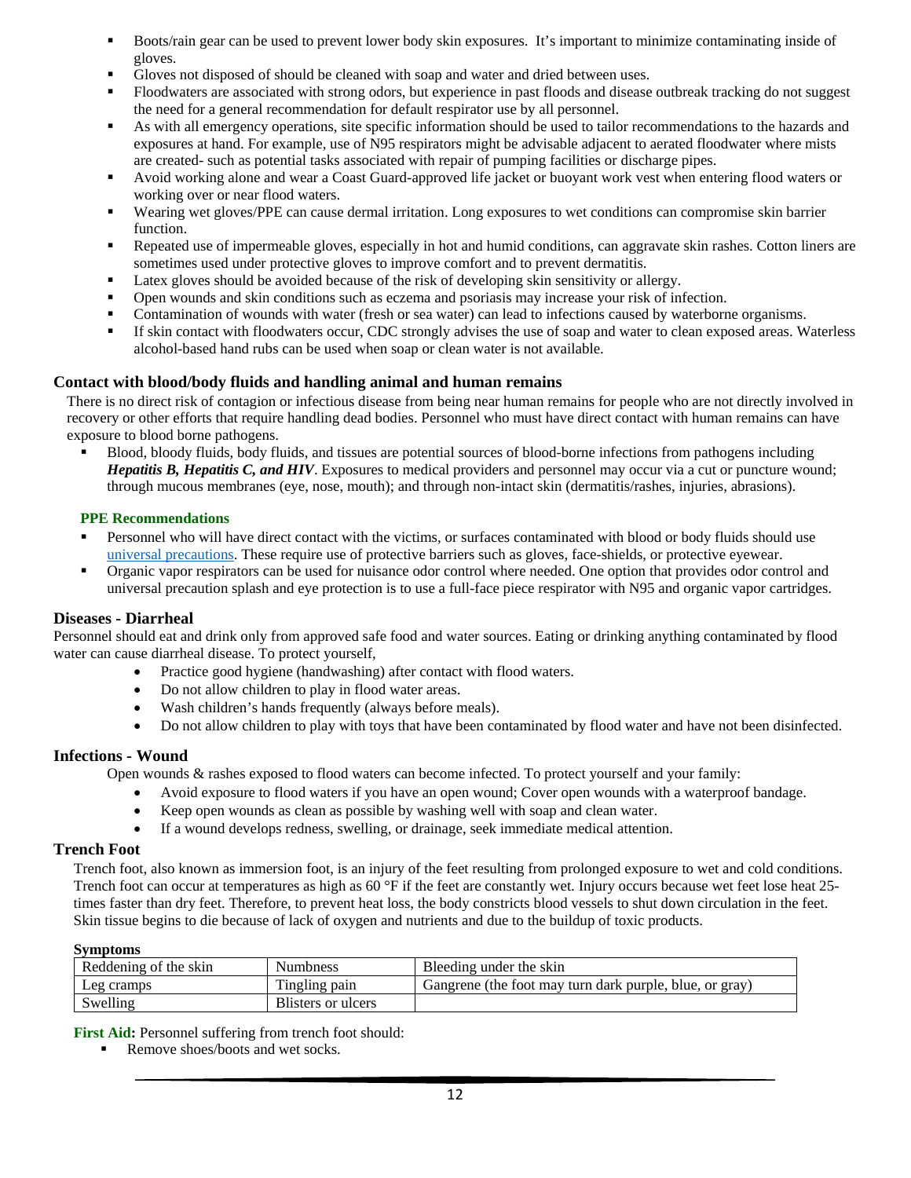- Boots/rain gear can be used to prevent lower body skin exposures. It's important to minimize contaminating inside of gloves.
- Gloves not disposed of should be cleaned with soap and water and dried between uses.
- Floodwaters are associated with strong odors, but experience in past floods and disease outbreak tracking do not suggest the need for a general recommendation for default respirator use by all personnel.
- As with all emergency operations, site specific information should be used to tailor recommendations to the hazards and exposures at hand. For example, use of N95 respirators might be advisable adjacent to aerated floodwater where mists are created- such as potential tasks associated with repair of pumping facilities or discharge pipes.
- Avoid working alone and wear a Coast Guard-approved life jacket or buoyant work vest when entering flood waters or working over or near flood waters.
- Wearing wet gloves/PPE can cause dermal irritation. Long exposures to wet conditions can compromise skin barrier function.
- Repeated use of impermeable gloves, especially in hot and humid conditions, can aggravate skin rashes. Cotton liners are sometimes used under protective gloves to improve comfort and to prevent dermatitis.
- Latex gloves should be avoided because of the risk of developing skin sensitivity or allergy.
- Open wounds and skin conditions such as eczema and psoriasis may increase your risk of infection.
- Contamination of wounds with water (fresh or sea water) can lead to infections caused by waterborne organisms.
- If skin contact with floodwaters occur, CDC strongly advises the use of soap and water to clean exposed areas. Waterless alcohol-based hand rubs can be used when soap or clean water is not available.

## Contact with blood/body fluids and handling animal and human remains

There is no direct risk of contagion or infectious disease from being near human remains for people who are not directly involved in recovery or other efforts that require handling dead bodies. Personnel who must have direct contact with human remains can have exposure to blood borne pathogens.

- Blood, bloody fluids, body fluids, and tissues are potential sources of blood-borne infections from pathogens including ***Hepatitis B, Hepatitis C, and HIV***. Exposures to medical providers and personnel may occur via a cut or puncture wound; through mucous membranes (eye, nose, mouth); and through non-intact skin (dermatitis/rashes, injuries, abrasions).

**PPE Recommendations**

- Personnel who will have direct contact with the victims, or surfaces contaminated with blood or body fluids should use universal precautions. These require use of protective barriers such as gloves, face-shields, or protective eyewear.
- Organic vapor respirators can be used for nuisance odor control where needed. One option that provides odor control and universal precaution splash and eye protection is to use a full-face piece respirator with N95 and organic vapor cartridges.

## Diseases - Diarrheal

Personnel should eat and drink only from approved safe food and water sources. Eating or drinking anything contaminated by flood water can cause diarrheal disease. To protect yourself,

- Practice good hygiene (handwashing) after contact with flood waters.
- Do not allow children to play in flood water areas.
- Wash children's hands frequently (always before meals).
- Do not allow children to play with toys that have been contaminated by flood water and have not been disinfected.

## Infections - Wound

Open wounds & rashes exposed to flood waters can become infected. To protect yourself and your family:

- Avoid exposure to flood waters if you have an open wound; Cover open wounds with a waterproof bandage.
- Keep open wounds as clean as possible by washing well with soap and clean water.
- If a wound develops redness, swelling, or drainage, seek immediate medical attention.

## Trench Foot

Trench foot, also known as immersion foot, is an injury of the feet resulting from prolonged exposure to wet and cold conditions. Trench foot can occur at temperatures as high as 60 °F if the feet are constantly wet. Injury occurs because wet feet lose heat 25-times faster than dry feet. Therefore, to prevent heat loss, the body constricts blood vessels to shut down circulation in the feet. Skin tissue begins to die because of lack of oxygen and nutrients and due to the buildup of toxic products.

**Symptoms**

| | | |
|---|---|---|
| Reddening of the skin | Numbness | Bleeding under the skin |
| Leg cramps | Tingling pain | Gangrene (the foot may turn dark purple, blue, or gray) |
| Swelling | Blisters or ulcers | |

**First Aid:** Personnel suffering from trench foot should:

- Remove shoes/boots and wet socks.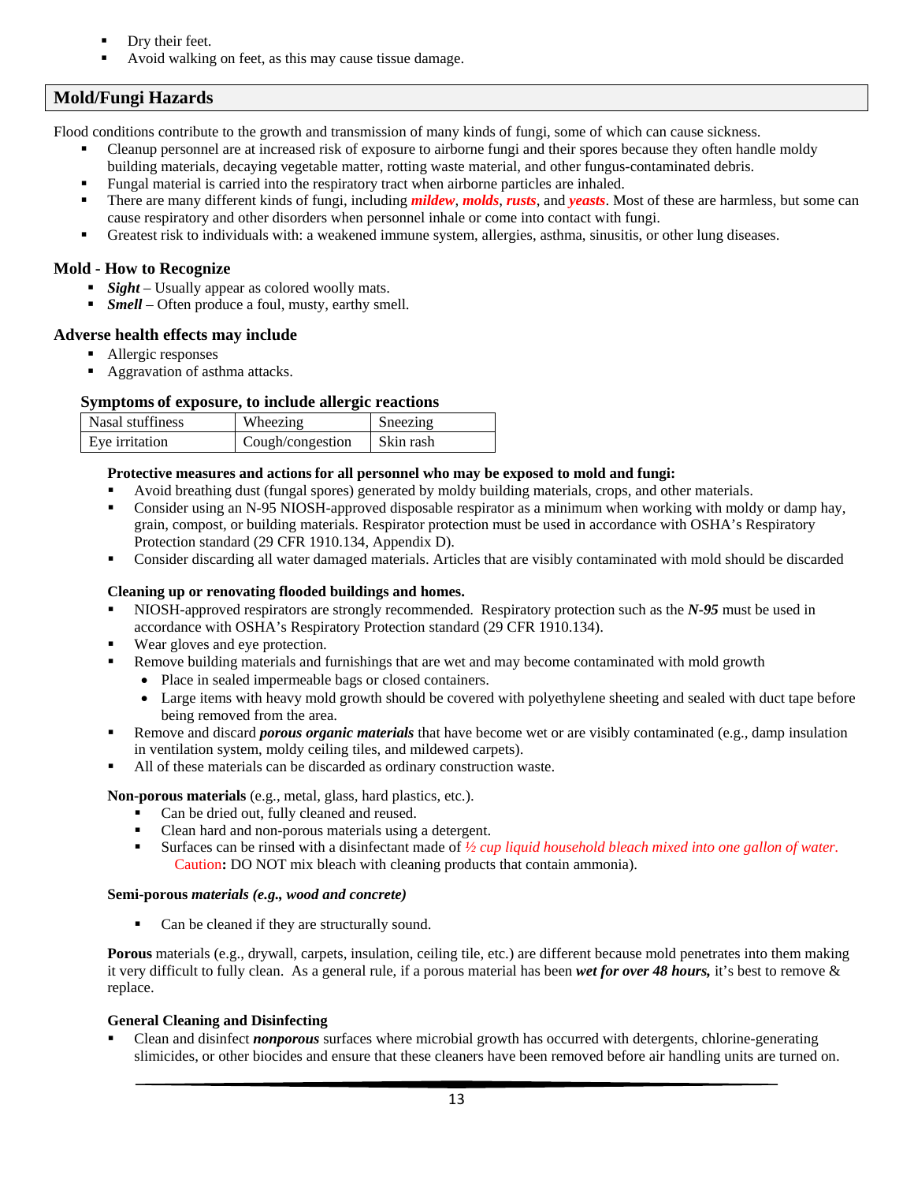- Dry their feet.
- Avoid walking on feet, as this may cause tissue damage.

## Mold/Fungi Hazards

Flood conditions contribute to the growth and transmission of many kinds of fungi, some of which can cause sickness.

- Cleanup personnel are at increased risk of exposure to airborne fungi and their spores because they often handle moldy building materials, decaying vegetable matter, rotting waste material, and other fungus-contaminated debris.
- Fungal material is carried into the respiratory tract when airborne particles are inhaled.
- There are many different kinds of fungi, including ***mildew***, ***molds***, ***rusts***, and ***yeasts***. Most of these are harmless, but some can cause respiratory and other disorders when personnel inhale or come into contact with fungi.
- Greatest risk to individuals with: a weakened immune system, allergies, asthma, sinusitis, or other lung diseases.

### Mold - How to Recognize

- ***Sight*** – Usually appear as colored woolly mats.
- ***Smell*** – Often produce a foul, musty, earthy smell.

### Adverse health effects may include

- Allergic responses
- Aggravation of asthma attacks.

#### Symptoms of exposure, to include allergic reactions

| Nasal stuffiness | Wheezing | Sneezing |
|---|---|---|
| Eye irritation | Cough/congestion | Skin rash |

**Protective measures and actions for all personnel who may be exposed to mold and fungi:**

- Avoid breathing dust (fungal spores) generated by moldy building materials, crops, and other materials.
- Consider using an N-95 NIOSH-approved disposable respirator as a minimum when working with moldy or damp hay, grain, compost, or building materials. Respirator protection must be used in accordance with OSHA's Respiratory Protection standard (29 CFR 1910.134, Appendix D).
- Consider discarding all water damaged materials. Articles that are visibly contaminated with mold should be discarded

**Cleaning up or renovating flooded buildings and homes.**

- NIOSH-approved respirators are strongly recommended. Respiratory protection such as the ***N-95*** must be used in accordance with OSHA's Respiratory Protection standard (29 CFR 1910.134).
- Wear gloves and eye protection.
- Remove building materials and furnishings that are wet and may become contaminated with mold growth
  - Place in sealed impermeable bags or closed containers.
  - Large items with heavy mold growth should be covered with polyethylene sheeting and sealed with duct tape before being removed from the area.
- Remove and discard ***porous organic materials*** that have become wet or are visibly contaminated (e.g., damp insulation in ventilation system, moldy ceiling tiles, and mildewed carpets).
- All of these materials can be discarded as ordinary construction waste.

**Non-porous materials** (e.g., metal, glass, hard plastics, etc.).

- Can be dried out, fully cleaned and reused.
- Clean hard and non-porous materials using a detergent.
- Surfaces can be rinsed with a disinfectant made of *½ cup liquid household bleach mixed into one gallon of water.* Caution**:** DO NOT mix bleach with cleaning products that contain ammonia).

**Semi-porous *materials (e.g., wood and concrete)***

- Can be cleaned if they are structurally sound.

**Porous** materials (e.g., drywall, carpets, insulation, ceiling tile, etc.) are different because mold penetrates into them making it very difficult to fully clean. As a general rule, if a porous material has been ***wet for over 48 hours,*** it's best to remove & replace.

**General Cleaning and Disinfecting**

- Clean and disinfect ***nonporous*** surfaces where microbial growth has occurred with detergents, chlorine-generating slimicides, or other biocides and ensure that these cleaners have been removed before air handling units are turned on.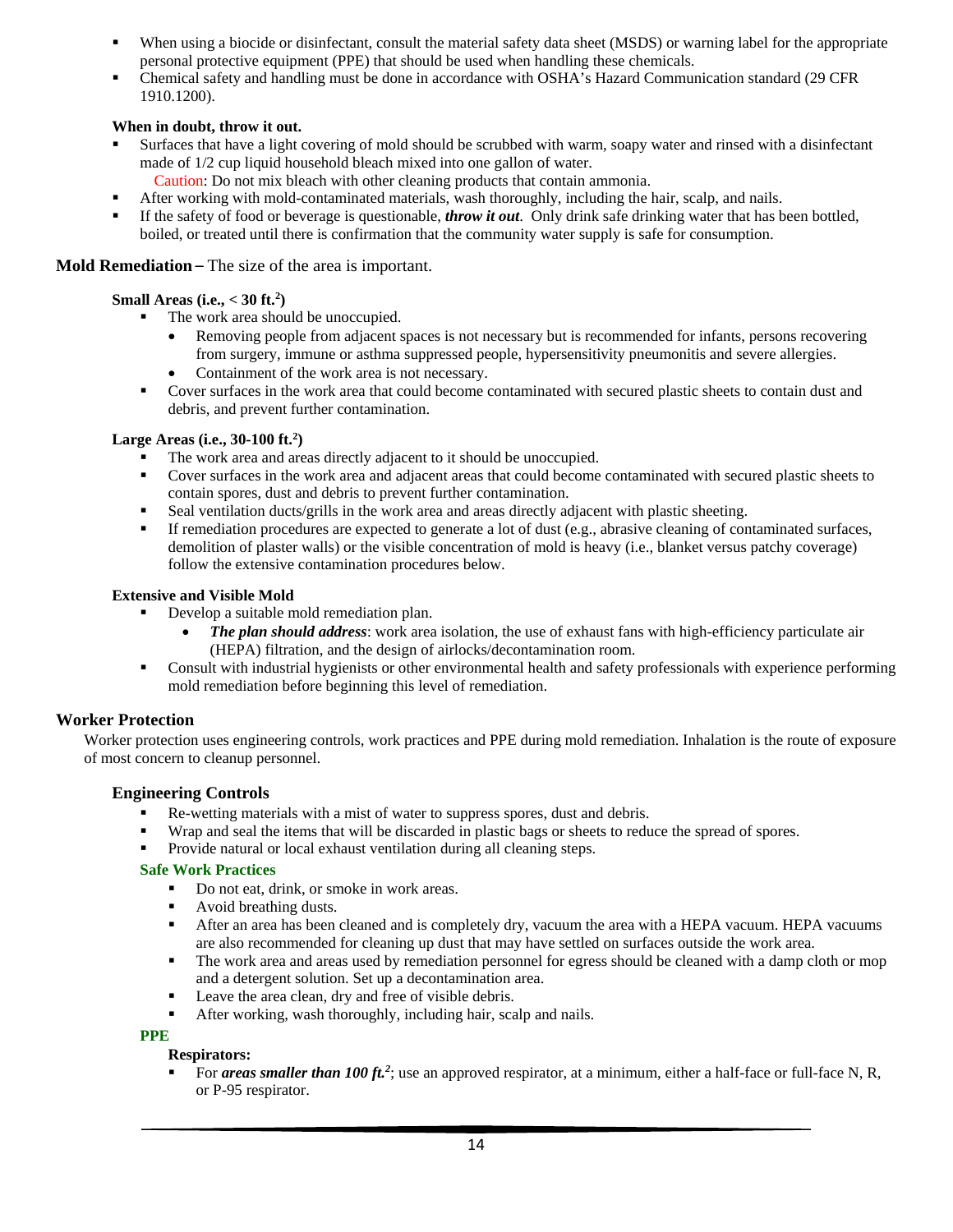- When using a biocide or disinfectant, consult the material safety data sheet (MSDS) or warning label for the appropriate personal protective equipment (PPE) that should be used when handling these chemicals.
- Chemical safety and handling must be done in accordance with OSHA's Hazard Communication standard (29 CFR 1910.1200).

**When in doubt, throw it out.**

- Surfaces that have a light covering of mold should be scrubbed with warm, soapy water and rinsed with a disinfectant made of 1/2 cup liquid household bleach mixed into one gallon of water.
  Caution: Do not mix bleach with other cleaning products that contain ammonia.
- After working with mold-contaminated materials, wash thoroughly, including the hair, scalp, and nails.
- If the safety of food or beverage is questionable, ***throw it out***. Only drink safe drinking water that has been bottled, boiled, or treated until there is confirmation that the community water supply is safe for consumption.

## **Mold Remediation** – The size of the area is important.

**Small Areas (i.e., < 30 ft.$^2$)**

- The work area should be unoccupied.
  - Removing people from adjacent spaces is not necessary but is recommended for infants, persons recovering from surgery, immune or asthma suppressed people, hypersensitivity pneumonitis and severe allergies.
  - Containment of the work area is not necessary.
- Cover surfaces in the work area that could become contaminated with secured plastic sheets to contain dust and debris, and prevent further contamination.

**Large Areas (i.e., 30-100 ft.$^2$)**

- The work area and areas directly adjacent to it should be unoccupied.
- Cover surfaces in the work area and adjacent areas that could become contaminated with secured plastic sheets to contain spores, dust and debris to prevent further contamination.
- Seal ventilation ducts/grills in the work area and areas directly adjacent with plastic sheeting.
- If remediation procedures are expected to generate a lot of dust (e.g., abrasive cleaning of contaminated surfaces, demolition of plaster walls) or the visible concentration of mold is heavy (i.e., blanket versus patchy coverage) follow the extensive contamination procedures below.

**Extensive and Visible Mold**

- Develop a suitable mold remediation plan.
  - ***The plan should address***: work area isolation, the use of exhaust fans with high-efficiency particulate air (HEPA) filtration, and the design of airlocks/decontamination room.
- Consult with industrial hygienists or other environmental health and safety professionals with experience performing mold remediation before beginning this level of remediation.

## Worker Protection

Worker protection uses engineering controls, work practices and PPE during mold remediation. Inhalation is the route of exposure of most concern to cleanup personnel.

### Engineering Controls

- Re-wetting materials with a mist of water to suppress spores, dust and debris.
- Wrap and seal the items that will be discarded in plastic bags or sheets to reduce the spread of spores.
- Provide natural or local exhaust ventilation during all cleaning steps.

#### Safe Work Practices

- Do not eat, drink, or smoke in work areas.
- Avoid breathing dusts.
- After an area has been cleaned and is completely dry, vacuum the area with a HEPA vacuum. HEPA vacuums are also recommended for cleaning up dust that may have settled on surfaces outside the work area.
- The work area and areas used by remediation personnel for egress should be cleaned with a damp cloth or mop and a detergent solution. Set up a decontamination area.
- Leave the area clean, dry and free of visible debris.
- After working, wash thoroughly, including hair, scalp and nails.

#### PPE

**Respirators:**

- For ***areas smaller than 100 ft.$^2$***; use an approved respirator, at a minimum, either a half-face or full-face N, R, or P-95 respirator.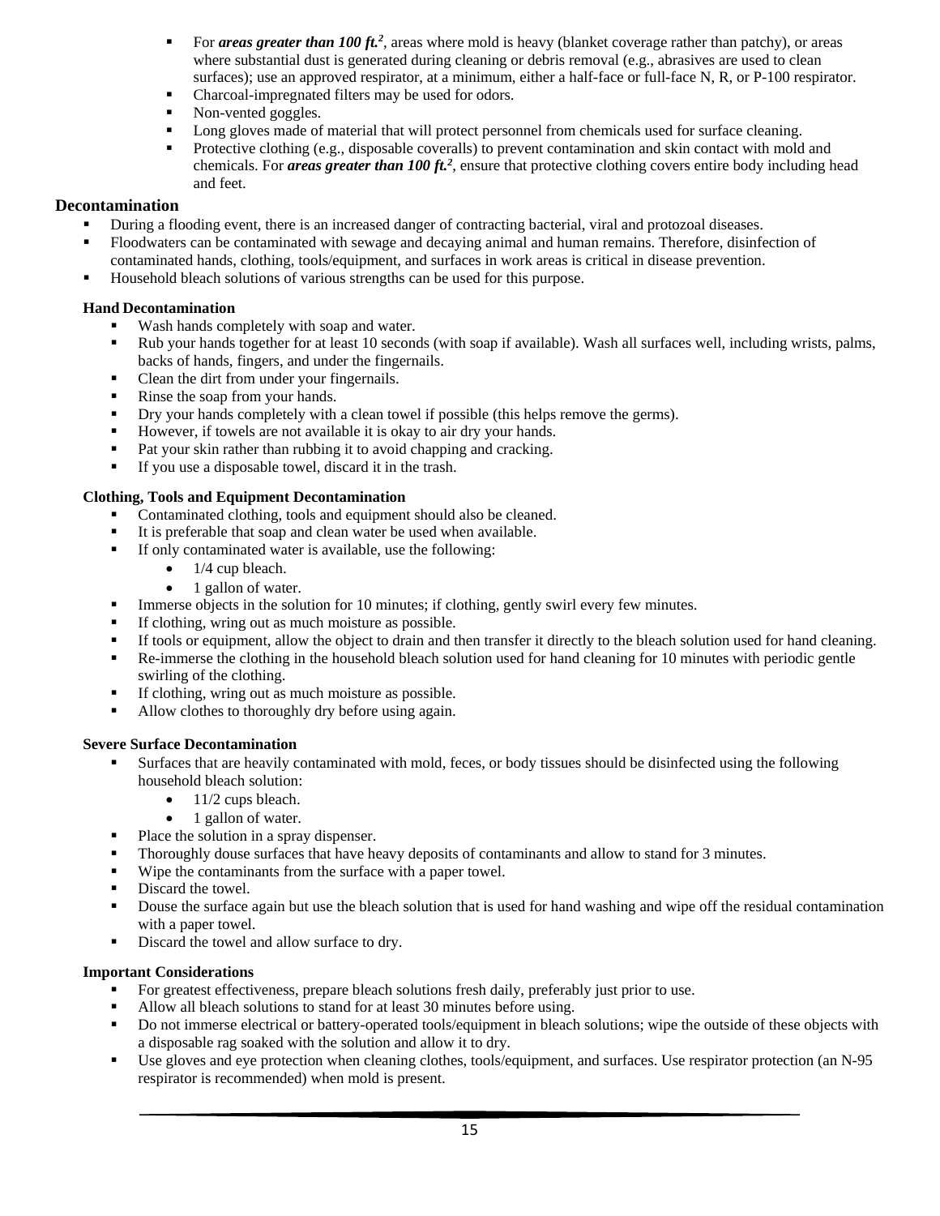- For ***areas greater than 100 ft.²***, areas where mold is heavy (blanket coverage rather than patchy), or areas where substantial dust is generated during cleaning or debris removal (e.g., abrasives are used to clean surfaces); use an approved respirator, at a minimum, either a half-face or full-face N, R, or P-100 respirator.
- Charcoal-impregnated filters may be used for odors.
- Non-vented goggles.
- Long gloves made of material that will protect personnel from chemicals used for surface cleaning.
- Protective clothing (e.g., disposable coveralls) to prevent contamination and skin contact with mold and chemicals. For ***areas greater than 100 ft.²***, ensure that protective clothing covers entire body including head and feet.

## Decontamination

- During a flooding event, there is an increased danger of contracting bacterial, viral and protozoal diseases.
- Floodwaters can be contaminated with sewage and decaying animal and human remains. Therefore, disinfection of contaminated hands, clothing, tools/equipment, and surfaces in work areas is critical in disease prevention.
- Household bleach solutions of various strengths can be used for this purpose.

### Hand Decontamination

- Wash hands completely with soap and water.
- Rub your hands together for at least 10 seconds (with soap if available). Wash all surfaces well, including wrists, palms, backs of hands, fingers, and under the fingernails.
- Clean the dirt from under your fingernails.
- Rinse the soap from your hands.
- Dry your hands completely with a clean towel if possible (this helps remove the germs).
- However, if towels are not available it is okay to air dry your hands.
- Pat your skin rather than rubbing it to avoid chapping and cracking.
- If you use a disposable towel, discard it in the trash.

### Clothing, Tools and Equipment Decontamination

- Contaminated clothing, tools and equipment should also be cleaned.
- It is preferable that soap and clean water be used when available.
- If only contaminated water is available, use the following:
  - 1/4 cup bleach.
  - 1 gallon of water.
- Immerse objects in the solution for 10 minutes; if clothing, gently swirl every few minutes.
- If clothing, wring out as much moisture as possible.
- If tools or equipment, allow the object to drain and then transfer it directly to the bleach solution used for hand cleaning.
- Re-immerse the clothing in the household bleach solution used for hand cleaning for 10 minutes with periodic gentle swirling of the clothing.
- If clothing, wring out as much moisture as possible.
- Allow clothes to thoroughly dry before using again.

### Severe Surface Decontamination

- Surfaces that are heavily contaminated with mold, feces, or body tissues should be disinfected using the following household bleach solution:
  - 11/2 cups bleach.
  - 1 gallon of water.
- Place the solution in a spray dispenser.
- Thoroughly douse surfaces that have heavy deposits of contaminants and allow to stand for 3 minutes.
- Wipe the contaminants from the surface with a paper towel.
- Discard the towel.
- Douse the surface again but use the bleach solution that is used for hand washing and wipe off the residual contamination with a paper towel.
- Discard the towel and allow surface to dry.

### Important Considerations

- For greatest effectiveness, prepare bleach solutions fresh daily, preferably just prior to use.
- Allow all bleach solutions to stand for at least 30 minutes before using.
- Do not immerse electrical or battery-operated tools/equipment in bleach solutions; wipe the outside of these objects with a disposable rag soaked with the solution and allow it to dry.
- Use gloves and eye protection when cleaning clothes, tools/equipment, and surfaces. Use respirator protection (an N-95 respirator is recommended) when mold is present.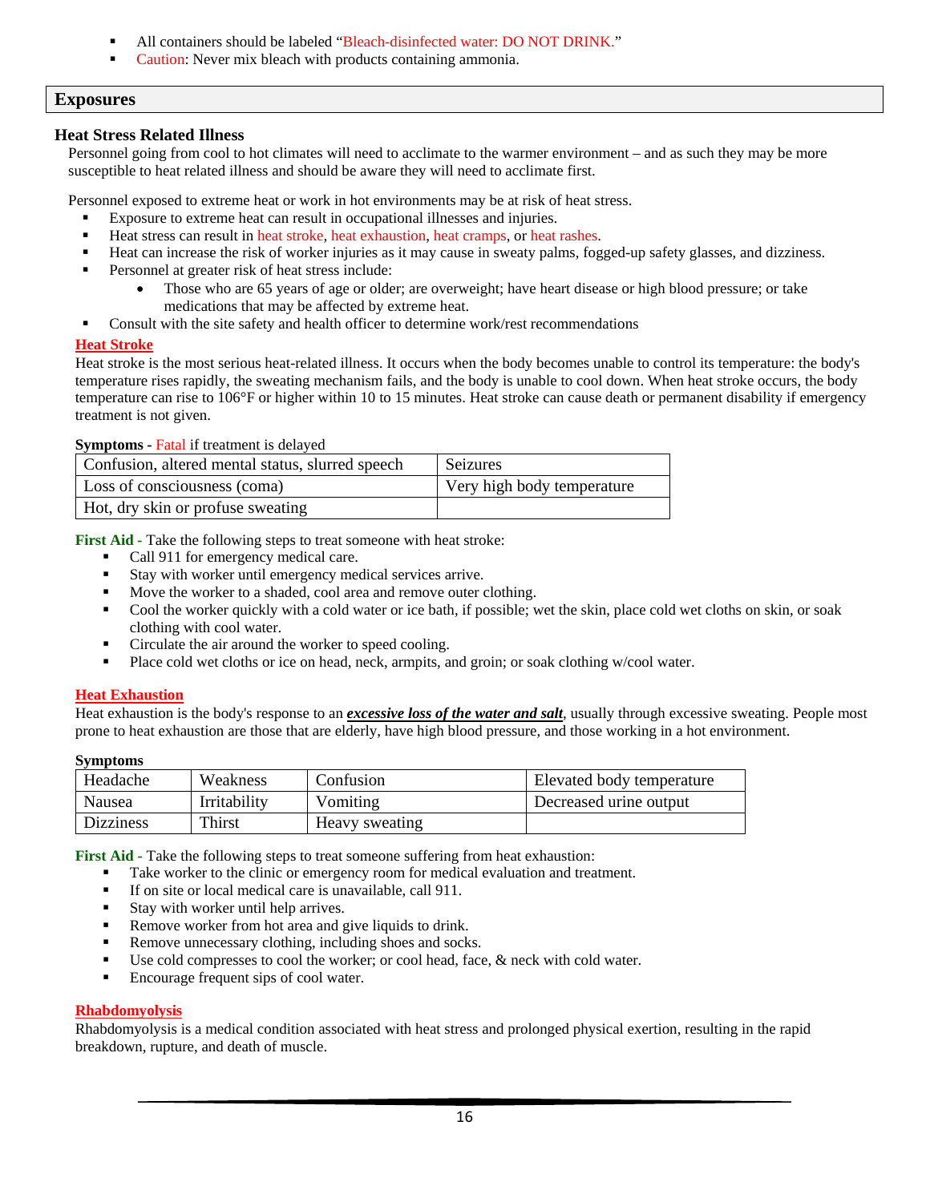- All containers should be labeled "Bleach-disinfected water: DO NOT DRINK."
- Caution: Never mix bleach with products containing ammonia.

## Exposures

### Heat Stress Related Illness

Personnel going from cool to hot climates will need to acclimate to the warmer environment – and as such they may be more susceptible to heat related illness and should be aware they will need to acclimate first.

Personnel exposed to extreme heat or work in hot environments may be at risk of heat stress.

- Exposure to extreme heat can result in occupational illnesses and injuries.
- Heat stress can result in heat stroke, heat exhaustion, heat cramps, or heat rashes.
- Heat can increase the risk of worker injuries as it may cause in sweaty palms, fogged-up safety glasses, and dizziness.
- Personnel at greater risk of heat stress include:
  - Those who are 65 years of age or older; are overweight; have heart disease or high blood pressure; or take medications that may be affected by extreme heat.
- Consult with the site safety and health officer to determine work/rest recommendations

#### Heat Stroke

Heat stroke is the most serious heat-related illness. It occurs when the body becomes unable to control its temperature: the body's temperature rises rapidly, the sweating mechanism fails, and the body is unable to cool down. When heat stroke occurs, the body temperature can rise to 106°F or higher within 10 to 15 minutes. Heat stroke can cause death or permanent disability if emergency treatment is not given.

**Symptoms -** Fatal if treatment is delayed

| | |
|---|---|
| Confusion, altered mental status, slurred speech | Seizures |
| Loss of consciousness (coma) | Very high body temperature |
| Hot, dry skin or profuse sweating | |

**First Aid -** Take the following steps to treat someone with heat stroke:

- Call 911 for emergency medical care.
- Stay with worker until emergency medical services arrive.
- Move the worker to a shaded, cool area and remove outer clothing.
- Cool the worker quickly with a cold water or ice bath, if possible; wet the skin, place cold wet cloths on skin, or soak clothing with cool water.
- Circulate the air around the worker to speed cooling.
- Place cold wet cloths or ice on head, neck, armpits, and groin; or soak clothing w/cool water.

#### Heat Exhaustion

Heat exhaustion is the body's response to an ***excessive loss of the water and salt***, usually through excessive sweating. People most prone to heat exhaustion are those that are elderly, have high blood pressure, and those working in a hot environment.

**Symptoms**

| | | | |
|---|---|---|---|
| Headache | Weakness | Confusion | Elevated body temperature |
| Nausea | Irritability | Vomiting | Decreased urine output |
| Dizziness | Thirst | Heavy sweating | |

**First Aid -** Take the following steps to treat someone suffering from heat exhaustion:

- Take worker to the clinic or emergency room for medical evaluation and treatment.
- If on site or local medical care is unavailable, call 911.
- Stay with worker until help arrives.
- Remove worker from hot area and give liquids to drink.
- Remove unnecessary clothing, including shoes and socks.
- Use cold compresses to cool the worker; or cool head, face, & neck with cold water.
- Encourage frequent sips of cool water.

#### Rhabdomyolysis

Rhabdomyolysis is a medical condition associated with heat stress and prolonged physical exertion, resulting in the rapid breakdown, rupture, and death of muscle.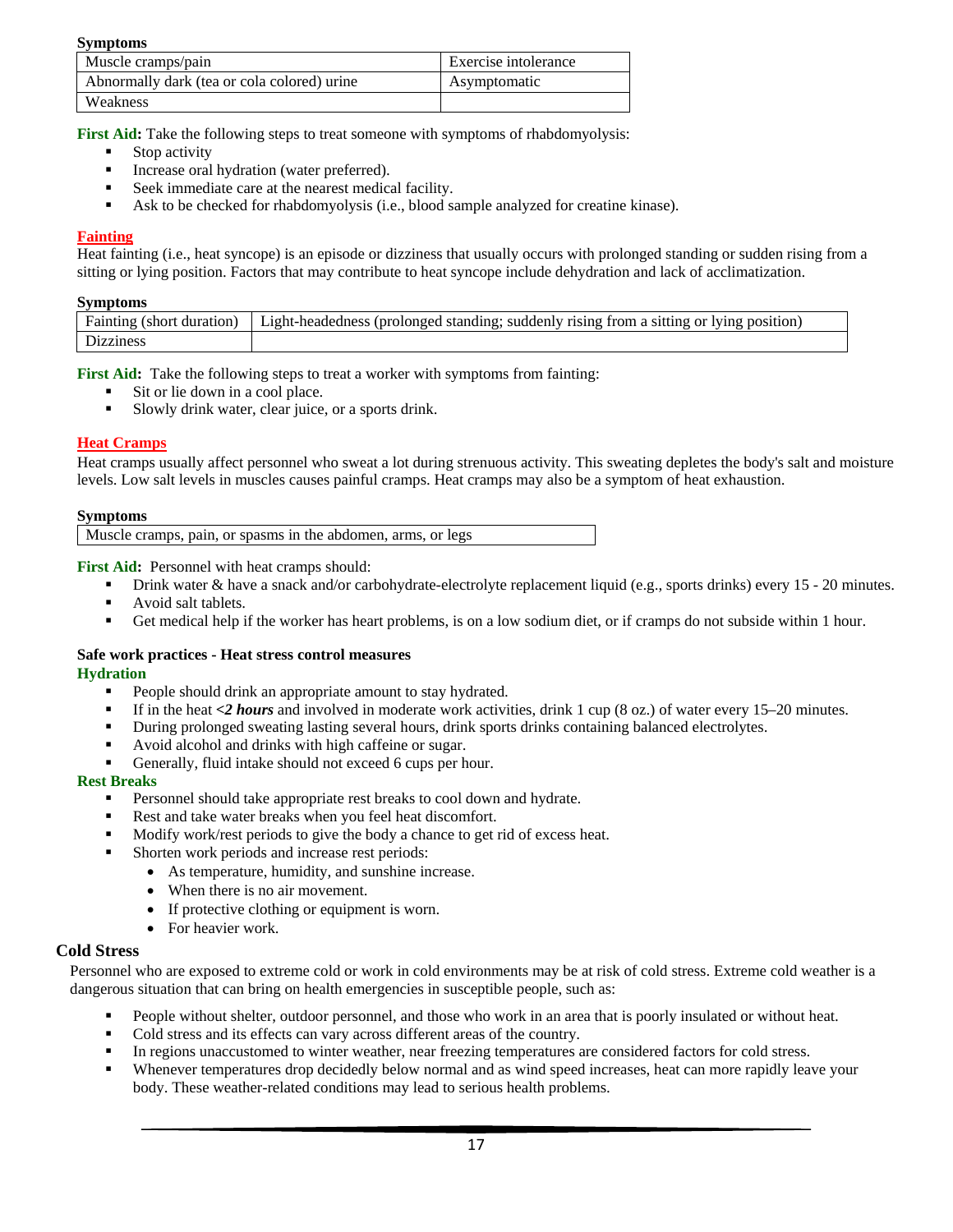**Symptoms**

| Muscle cramps/pain | Exercise intolerance |
|---|---|
| Abnormally dark (tea or cola colored) urine | Asymptomatic |
| Weakness | |

**First Aid:** Take the following steps to treat someone with symptoms of rhabdomyolysis:

- Stop activity
- Increase oral hydration (water preferred).
- Seek immediate care at the nearest medical facility.
- Ask to be checked for rhabdomyolysis (i.e., blood sample analyzed for creatine kinase).

### Fainting

Heat fainting (i.e., heat syncope) is an episode or dizziness that usually occurs with prolonged standing or sudden rising from a sitting or lying position. Factors that may contribute to heat syncope include dehydration and lack of acclimatization.

**Symptoms**

| Fainting (short duration) | Light-headedness (prolonged standing; suddenly rising from a sitting or lying position) |
|---|---|
| Dizziness | |

**First Aid:** Take the following steps to treat a worker with symptoms from fainting:

- Sit or lie down in a cool place.
- Slowly drink water, clear juice, or a sports drink.

### Heat Cramps

Heat cramps usually affect personnel who sweat a lot during strenuous activity. This sweating depletes the body's salt and moisture levels. Low salt levels in muscles causes painful cramps. Heat cramps may also be a symptom of heat exhaustion.

**Symptoms**

| Muscle cramps, pain, or spasms in the abdomen, arms, or legs |
|---|

**First Aid:** Personnel with heat cramps should:

- Drink water & have a snack and/or carbohydrate-electrolyte replacement liquid (e.g., sports drinks) every 15 - 20 minutes.
- Avoid salt tablets.
- Get medical help if the worker has heart problems, is on a low sodium diet, or if cramps do not subside within 1 hour.

**Safe work practices - Heat stress control measures**

**Hydration**

- People should drink an appropriate amount to stay hydrated.
- If in the heat ***<2 hours*** and involved in moderate work activities, drink 1 cup (8 oz.) of water every 15–20 minutes.
- During prolonged sweating lasting several hours, drink sports drinks containing balanced electrolytes.
- Avoid alcohol and drinks with high caffeine or sugar.
- Generally, fluid intake should not exceed 6 cups per hour.

**Rest Breaks**

- Personnel should take appropriate rest breaks to cool down and hydrate.
- Rest and take water breaks when you feel heat discomfort.
- Modify work/rest periods to give the body a chance to get rid of excess heat.
- Shorten work periods and increase rest periods:
  - As temperature, humidity, and sunshine increase.
  - When there is no air movement.
  - If protective clothing or equipment is worn.
  - For heavier work.

## Cold Stress

Personnel who are exposed to extreme cold or work in cold environments may be at risk of cold stress. Extreme cold weather is a dangerous situation that can bring on health emergencies in susceptible people, such as:

- People without shelter, outdoor personnel, and those who work in an area that is poorly insulated or without heat.
- Cold stress and its effects can vary across different areas of the country.
- In regions unaccustomed to winter weather, near freezing temperatures are considered factors for cold stress.
- Whenever temperatures drop decidedly below normal and as wind speed increases, heat can more rapidly leave your body. These weather-related conditions may lead to serious health problems.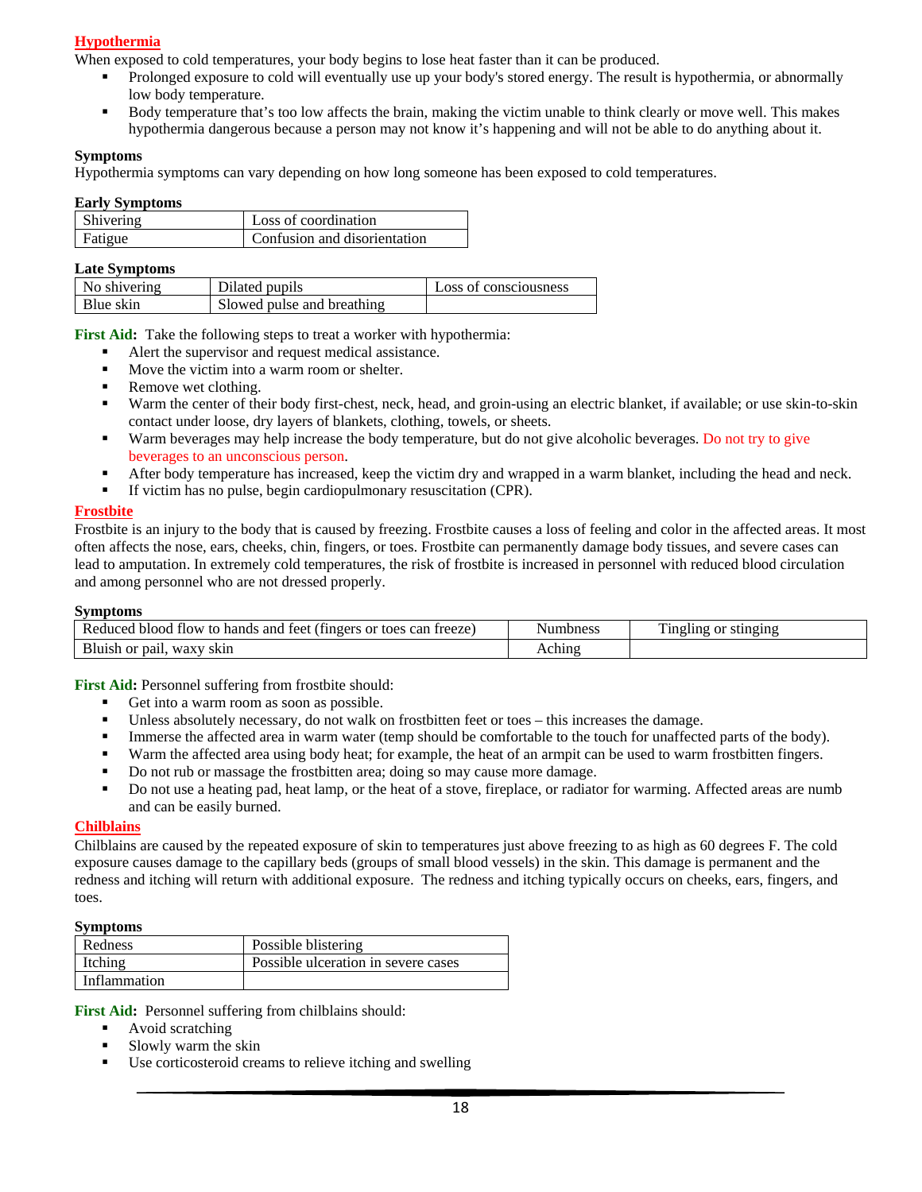## Hypothermia

When exposed to cold temperatures, your body begins to lose heat faster than it can be produced.

- Prolonged exposure to cold will eventually use up your body's stored energy. The result is hypothermia, or abnormally low body temperature.
- Body temperature that's too low affects the brain, making the victim unable to think clearly or move well. This makes hypothermia dangerous because a person may not know it's happening and will not be able to do anything about it.

### Symptoms

Hypothermia symptoms can vary depending on how long someone has been exposed to cold temperatures.

**Early Symptoms**

| | |
|---|---|
| Shivering | Loss of coordination |
| Fatigue | Confusion and disorientation |

**Late Symptoms**

| | | |
|---|---|---|
| No shivering | Dilated pupils | Loss of consciousness |
| Blue skin | Slowed pulse and breathing | |

**First Aid:** Take the following steps to treat a worker with hypothermia:

- Alert the supervisor and request medical assistance.
- Move the victim into a warm room or shelter.
- Remove wet clothing.
- Warm the center of their body first-chest, neck, head, and groin-using an electric blanket, if available; or use skin-to-skin contact under loose, dry layers of blankets, clothing, towels, or sheets.
- Warm beverages may help increase the body temperature, but do not give alcoholic beverages. Do not try to give beverages to an unconscious person.
- After body temperature has increased, keep the victim dry and wrapped in a warm blanket, including the head and neck.
- If victim has no pulse, begin cardiopulmonary resuscitation (CPR).

## Frostbite

Frostbite is an injury to the body that is caused by freezing. Frostbite causes a loss of feeling and color in the affected areas. It most often affects the nose, ears, cheeks, chin, fingers, or toes. Frostbite can permanently damage body tissues, and severe cases can lead to amputation. In extremely cold temperatures, the risk of frostbite is increased in personnel with reduced blood circulation and among personnel who are not dressed properly.

### Symptoms

| | | |
|---|---|---|
| Reduced blood flow to hands and feet (fingers or toes can freeze) | Numbness | Tingling or stinging |
| Bluish or pail, waxy skin | Aching | |

**First Aid:** Personnel suffering from frostbite should:

- Get into a warm room as soon as possible.
- Unless absolutely necessary, do not walk on frostbitten feet or toes – this increases the damage.
- Immerse the affected area in warm water (temp should be comfortable to the touch for unaffected parts of the body).
- Warm the affected area using body heat; for example, the heat of an armpit can be used to warm frostbitten fingers.
- Do not rub or massage the frostbitten area; doing so may cause more damage.
- Do not use a heating pad, heat lamp, or the heat of a stove, fireplace, or radiator for warming. Affected areas are numb and can be easily burned.

## Chilblains

Chilblains are caused by the repeated exposure of skin to temperatures just above freezing to as high as 60 degrees F. The cold exposure causes damage to the capillary beds (groups of small blood vessels) in the skin. This damage is permanent and the redness and itching will return with additional exposure. The redness and itching typically occurs on cheeks, ears, fingers, and toes.

### Symptoms

| | |
|---|---|
| Redness | Possible blistering |
| Itching | Possible ulceration in severe cases |
| Inflammation | |

**First Aid:** Personnel suffering from chilblains should:

- Avoid scratching
- Slowly warm the skin
- Use corticosteroid creams to relieve itching and swelling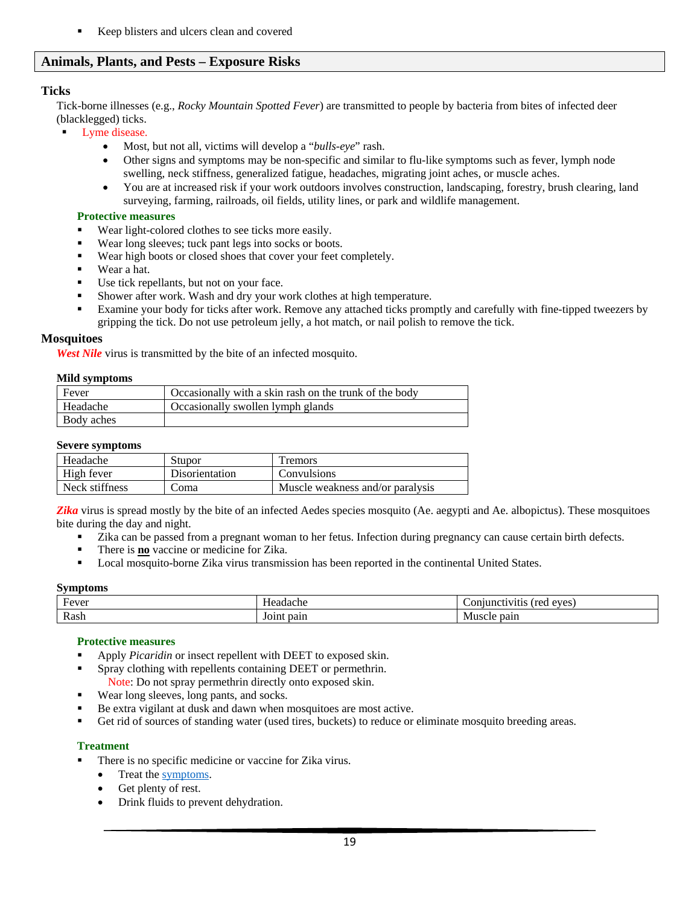- Keep blisters and ulcers clean and covered

## Animals, Plants, and Pests – Exposure Risks

### Ticks

Tick-borne illnesses (e.g., *Rocky Mountain Spotted Fever*) are transmitted to people by bacteria from bites of infected deer (blacklegged) ticks.

- Lyme disease.
  - Most, but not all, victims will develop a "*bulls-eye*" rash.
  - Other signs and symptoms may be non-specific and similar to flu-like symptoms such as fever, lymph node swelling, neck stiffness, generalized fatigue, headaches, migrating joint aches, or muscle aches.
  - You are at increased risk if your work outdoors involves construction, landscaping, forestry, brush clearing, land surveying, farming, railroads, oil fields, utility lines, or park and wildlife management.

**Protective measures**

- Wear light-colored clothes to see ticks more easily.
- Wear long sleeves; tuck pant legs into socks or boots.
- Wear high boots or closed shoes that cover your feet completely.
- Wear a hat.
- Use tick repellants, but not on your face.
- Shower after work. Wash and dry your work clothes at high temperature.
- Examine your body for ticks after work. Remove any attached ticks promptly and carefully with fine-tipped tweezers by gripping the tick. Do not use petroleum jelly, a hot match, or nail polish to remove the tick.

### Mosquitoes

***West Nile*** virus is transmitted by the bite of an infected mosquito.

**Mild symptoms**

| Fever | Occasionally with a skin rash on the trunk of the body |
|---|---|
| Headache | Occasionally swollen lymph glands |
| Body aches | |

**Severe symptoms**

| Headache | Stupor | Tremors |
|---|---|---|
| High fever | Disorientation | Convulsions |
| Neck stiffness | Coma | Muscle weakness and/or paralysis |

***Zika*** virus is spread mostly by the bite of an infected Aedes species mosquito (Ae. aegypti and Ae. albopictus). These mosquitoes bite during the day and night.

- Zika can be passed from a pregnant woman to her fetus. Infection during pregnancy can cause certain birth defects.
- There is **no** vaccine or medicine for Zika.
- Local mosquito-borne Zika virus transmission has been reported in the continental United States.

**Symptoms**

| Fever | Headache | Conjunctivitis (red eyes) |
|---|---|---|
| Rash | Joint pain | Muscle pain |

**Protective measures**

- Apply *Picaridin* or insect repellent with DEET to exposed skin.
- Spray clothing with repellents containing DEET or permethrin.
  Note: Do not spray permethrin directly onto exposed skin.
- Wear long sleeves, long pants, and socks.
- Be extra vigilant at dusk and dawn when mosquitoes are most active.
- Get rid of sources of standing water (used tires, buckets) to reduce or eliminate mosquito breeding areas.

**Treatment**

- There is no specific medicine or vaccine for Zika virus.
  - Treat the symptoms.
  - Get plenty of rest.
  - Drink fluids to prevent dehydration.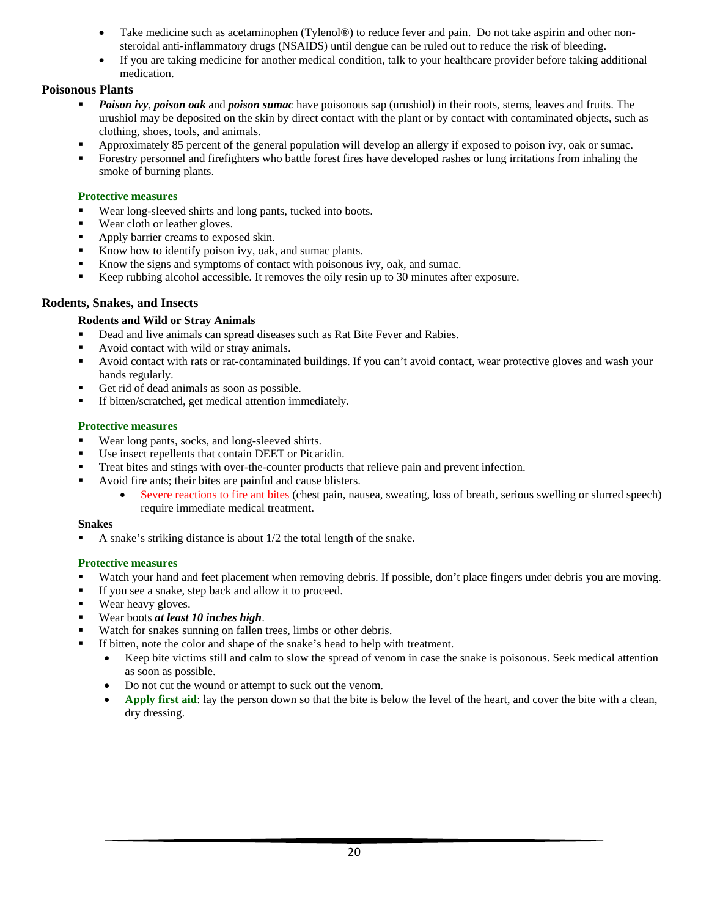- Take medicine such as acetaminophen (Tylenol®) to reduce fever and pain. Do not take aspirin and other non-steroidal anti-inflammatory drugs (NSAIDS) until dengue can be ruled out to reduce the risk of bleeding.
- If you are taking medicine for another medical condition, talk to your healthcare provider before taking additional medication.

## Poisonous Plants

- ***Poison ivy***, ***poison oak*** and ***poison sumac*** have poisonous sap (urushiol) in their roots, stems, leaves and fruits. The urushiol may be deposited on the skin by direct contact with the plant or by contact with contaminated objects, such as clothing, shoes, tools, and animals.
- Approximately 85 percent of the general population will develop an allergy if exposed to poison ivy, oak or sumac.
- Forestry personnel and firefighters who battle forest fires have developed rashes or lung irritations from inhaling the smoke of burning plants.

**Protective measures**

- Wear long-sleeved shirts and long pants, tucked into boots.
- Wear cloth or leather gloves.
- Apply barrier creams to exposed skin.
- Know how to identify poison ivy, oak, and sumac plants.
- Know the signs and symptoms of contact with poisonous ivy, oak, and sumac.
- Keep rubbing alcohol accessible. It removes the oily resin up to 30 minutes after exposure.

## Rodents, Snakes, and Insects

### Rodents and Wild or Stray Animals

- Dead and live animals can spread diseases such as Rat Bite Fever and Rabies.
- Avoid contact with wild or stray animals.
- Avoid contact with rats or rat-contaminated buildings. If you can't avoid contact, wear protective gloves and wash your hands regularly.
- Get rid of dead animals as soon as possible.
- If bitten/scratched, get medical attention immediately.

**Protective measures**

- Wear long pants, socks, and long-sleeved shirts.
- Use insect repellents that contain DEET or Picaridin.
- Treat bites and stings with over-the-counter products that relieve pain and prevent infection.
- Avoid fire ants; their bites are painful and cause blisters.
  - Severe reactions to fire ant bites (chest pain, nausea, sweating, loss of breath, serious swelling or slurred speech) require immediate medical treatment.

### Snakes

- A snake's striking distance is about 1/2 the total length of the snake.

**Protective measures**

- Watch your hand and feet placement when removing debris. If possible, don't place fingers under debris you are moving.
- If you see a snake, step back and allow it to proceed.
- Wear heavy gloves.
- Wear boots ***at least 10 inches high***.
- Watch for snakes sunning on fallen trees, limbs or other debris.
- If bitten, note the color and shape of the snake's head to help with treatment.
  - Keep bite victims still and calm to slow the spread of venom in case the snake is poisonous. Seek medical attention as soon as possible.
  - Do not cut the wound or attempt to suck out the venom.
  - **Apply first aid**: lay the person down so that the bite is below the level of the heart, and cover the bite with a clean, dry dressing.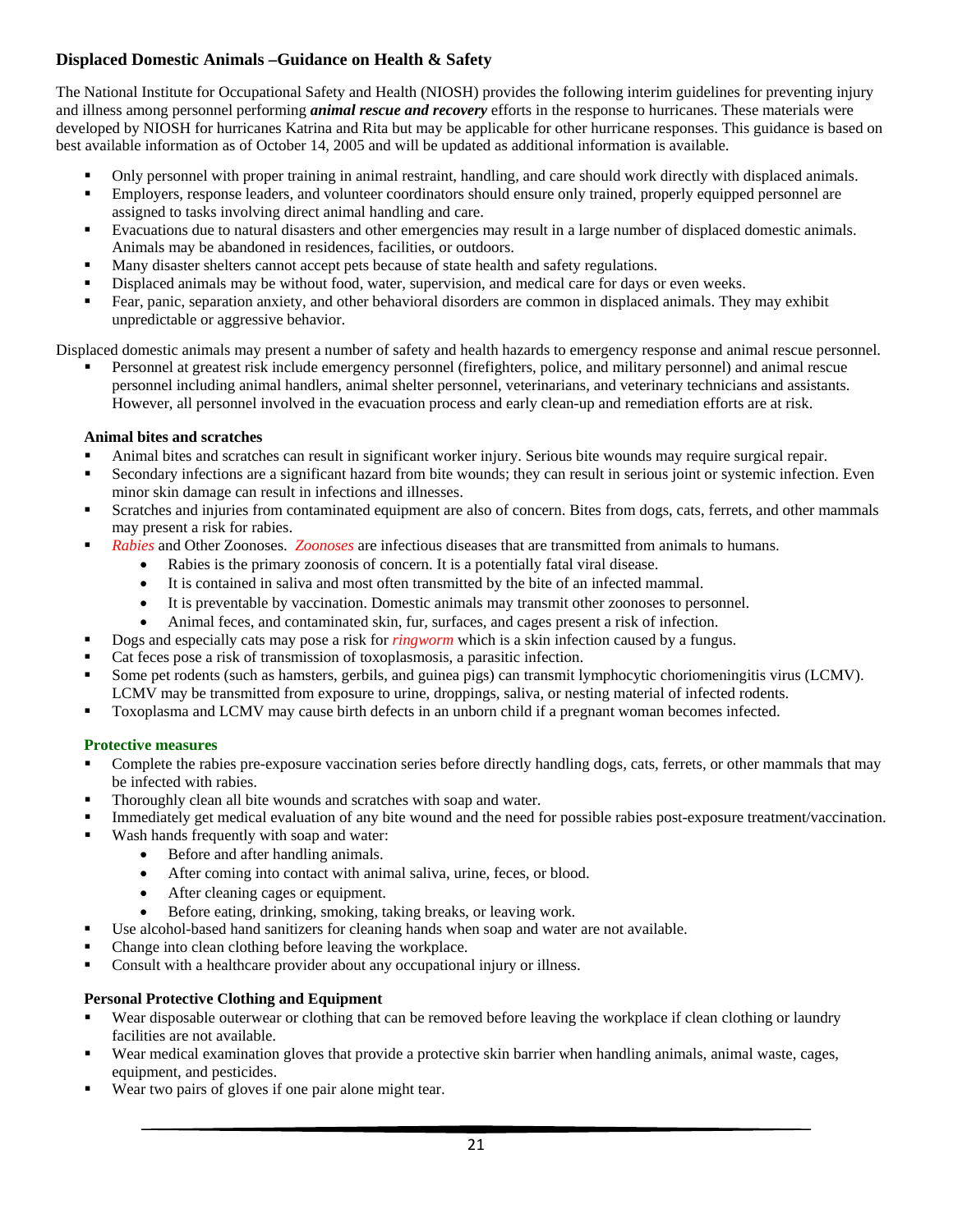## Displaced Domestic Animals –Guidance on Health & Safety

The National Institute for Occupational Safety and Health (NIOSH) provides the following interim guidelines for preventing injury and illness among personnel performing ***animal rescue and recovery*** efforts in the response to hurricanes. These materials were developed by NIOSH for hurricanes Katrina and Rita but may be applicable for other hurricane responses. This guidance is based on best available information as of October 14, 2005 and will be updated as additional information is available.

- Only personnel with proper training in animal restraint, handling, and care should work directly with displaced animals.
- Employers, response leaders, and volunteer coordinators should ensure only trained, properly equipped personnel are assigned to tasks involving direct animal handling and care.
- Evacuations due to natural disasters and other emergencies may result in a large number of displaced domestic animals. Animals may be abandoned in residences, facilities, or outdoors.
- Many disaster shelters cannot accept pets because of state health and safety regulations.
- Displaced animals may be without food, water, supervision, and medical care for days or even weeks.
- Fear, panic, separation anxiety, and other behavioral disorders are common in displaced animals. They may exhibit unpredictable or aggressive behavior.

Displaced domestic animals may present a number of safety and health hazards to emergency response and animal rescue personnel.

- Personnel at greatest risk include emergency personnel (firefighters, police, and military personnel) and animal rescue personnel including animal handlers, animal shelter personnel, veterinarians, and veterinary technicians and assistants. However, all personnel involved in the evacuation process and early clean-up and remediation efforts are at risk.

### Animal bites and scratches

- Animal bites and scratches can result in significant worker injury. Serious bite wounds may require surgical repair.
- Secondary infections are a significant hazard from bite wounds; they can result in serious joint or systemic infection. Even minor skin damage can result in infections and illnesses.
- Scratches and injuries from contaminated equipment are also of concern. Bites from dogs, cats, ferrets, and other mammals may present a risk for rabies.
- *Rabies* and Other Zoonoses. *Zoonoses* are infectious diseases that are transmitted from animals to humans.
    - Rabies is the primary zoonosis of concern. It is a potentially fatal viral disease.
    - It is contained in saliva and most often transmitted by the bite of an infected mammal.
    - It is preventable by vaccination. Domestic animals may transmit other zoonoses to personnel.
    - Animal feces, and contaminated skin, fur, surfaces, and cages present a risk of infection.
- Dogs and especially cats may pose a risk for *ringworm* which is a skin infection caused by a fungus.
- Cat feces pose a risk of transmission of toxoplasmosis, a parasitic infection.
- Some pet rodents (such as hamsters, gerbils, and guinea pigs) can transmit lymphocytic choriomeningitis virus (LCMV). LCMV may be transmitted from exposure to urine, droppings, saliva, or nesting material of infected rodents.
- Toxoplasma and LCMV may cause birth defects in an unborn child if a pregnant woman becomes infected.

### Protective measures

- Complete the rabies pre-exposure vaccination series before directly handling dogs, cats, ferrets, or other mammals that may be infected with rabies.
- Thoroughly clean all bite wounds and scratches with soap and water.
- Immediately get medical evaluation of any bite wound and the need for possible rabies post-exposure treatment/vaccination.
- Wash hands frequently with soap and water:
    - Before and after handling animals.
    - After coming into contact with animal saliva, urine, feces, or blood.
    - After cleaning cages or equipment.
    - Before eating, drinking, smoking, taking breaks, or leaving work.
- Use alcohol-based hand sanitizers for cleaning hands when soap and water are not available.
- Change into clean clothing before leaving the workplace.
- Consult with a healthcare provider about any occupational injury or illness.

### Personal Protective Clothing and Equipment

- Wear disposable outerwear or clothing that can be removed before leaving the workplace if clean clothing or laundry facilities are not available.
- Wear medical examination gloves that provide a protective skin barrier when handling animals, animal waste, cages, equipment, and pesticides.
- Wear two pairs of gloves if one pair alone might tear.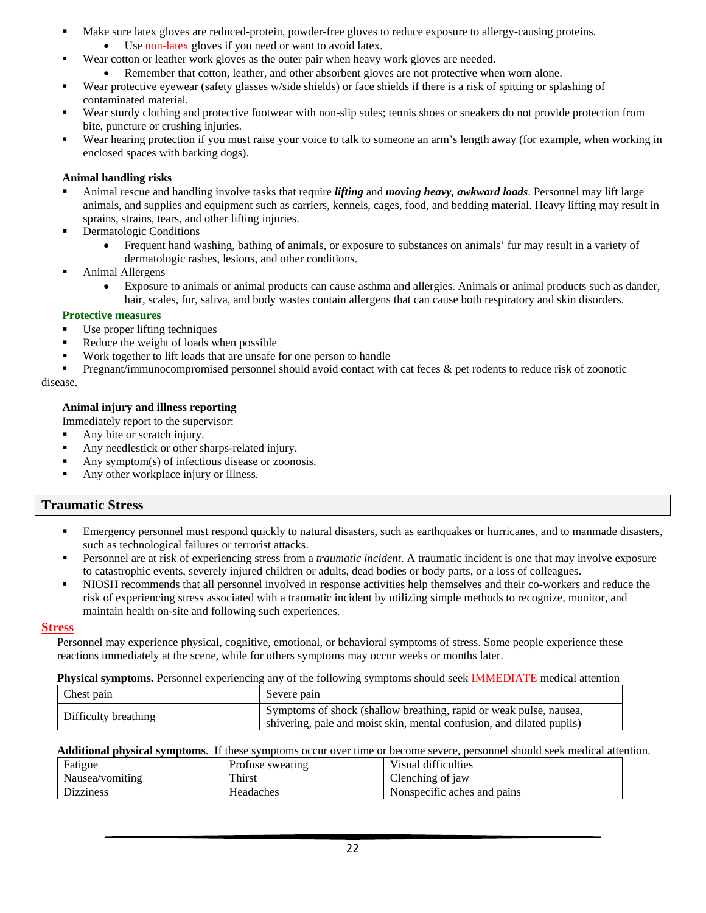- Make sure latex gloves are reduced-protein, powder-free gloves to reduce exposure to allergy-causing proteins.
    - Use non-latex gloves if you need or want to avoid latex.
- Wear cotton or leather work gloves as the outer pair when heavy work gloves are needed.
    - Remember that cotton, leather, and other absorbent gloves are not protective when worn alone.
- Wear protective eyewear (safety glasses w/side shields) or face shields if there is a risk of spitting or splashing of contaminated material.
- Wear sturdy clothing and protective footwear with non-slip soles; tennis shoes or sneakers do not provide protection from bite, puncture or crushing injuries.
- Wear hearing protection if you must raise your voice to talk to someone an arm's length away (for example, when working in enclosed spaces with barking dogs).

**Animal handling risks**

- Animal rescue and handling involve tasks that require ***lifting*** and ***moving heavy, awkward loads***. Personnel may lift large animals, and supplies and equipment such as carriers, kennels, cages, food, and bedding material. Heavy lifting may result in sprains, strains, tears, and other lifting injuries.
- Dermatologic Conditions
    - Frequent hand washing, bathing of animals, or exposure to substances on animals' fur may result in a variety of dermatologic rashes, lesions, and other conditions.
- Animal Allergens
    - Exposure to animals or animal products can cause asthma and allergies. Animals or animal products such as dander, hair, scales, fur, saliva, and body wastes contain allergens that can cause both respiratory and skin disorders.

**Protective measures**

- Use proper lifting techniques
- Reduce the weight of loads when possible
- Work together to lift loads that are unsafe for one person to handle
- Pregnant/immunocompromised personnel should avoid contact with cat feces & pet rodents to reduce risk of zoonotic disease.

**Animal injury and illness reporting**

Immediately report to the supervisor:

- Any bite or scratch injury.
- Any needlestick or other sharps-related injury.
- Any symptom(s) of infectious disease or zoonosis.
- Any other workplace injury or illness.

## Traumatic Stress

- Emergency personnel must respond quickly to natural disasters, such as earthquakes or hurricanes, and to manmade disasters, such as technological failures or terrorist attacks.
- Personnel are at risk of experiencing stress from a *traumatic incident*. A traumatic incident is one that may involve exposure to catastrophic events, severely injured children or adults, dead bodies or body parts, or a loss of colleagues.
- NIOSH recommends that all personnel involved in response activities help themselves and their co-workers and reduce the risk of experiencing stress associated with a traumatic incident by utilizing simple methods to recognize, monitor, and maintain health on-site and following such experiences.

### Stress

Personnel may experience physical, cognitive, emotional, or behavioral symptoms of stress. Some people experience these reactions immediately at the scene, while for others symptoms may occur weeks or months later.

**Physical symptoms.** Personnel experiencing any of the following symptoms should seek IMMEDIATE medical attention

| | |
|---|---|
| Chest pain | Severe pain |
| Difficulty breathing | Symptoms of shock (shallow breathing, rapid or weak pulse, nausea, shivering, pale and moist skin, mental confusion, and dilated pupils) |

**Additional physical symptoms**. If these symptoms occur over time or become severe, personnel should seek medical attention.

| | | |
|---|---|---|
| Fatigue | Profuse sweating | Visual difficulties |
| Nausea/vomiting | Thirst | Clenching of jaw |
| Dizziness | Headaches | Nonspecific aches and pains |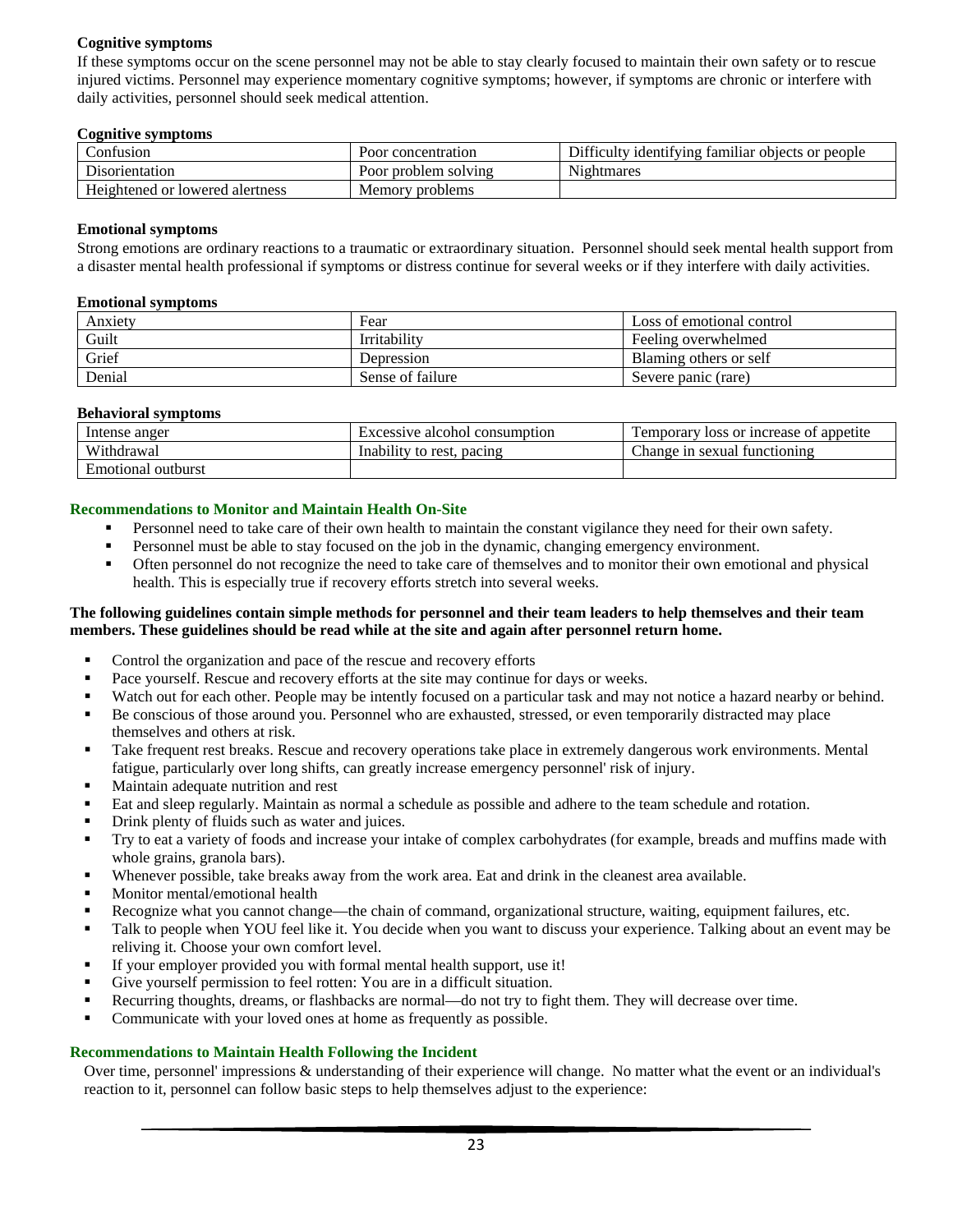**Cognitive symptoms**

If these symptoms occur on the scene personnel may not be able to stay clearly focused to maintain their own safety or to rescue injured victims. Personnel may experience momentary cognitive symptoms; however, if symptoms are chronic or interfere with daily activities, personnel should seek medical attention.

**Cognitive symptoms**

| | | |
|---|---|---|
| Confusion | Poor concentration | Difficulty identifying familiar objects or people |
| Disorientation | Poor problem solving | Nightmares |
| Heightened or lowered alertness | Memory problems | |

**Emotional symptoms**

Strong emotions are ordinary reactions to a traumatic or extraordinary situation. Personnel should seek mental health support from a disaster mental health professional if symptoms or distress continue for several weeks or if they interfere with daily activities.

**Emotional symptoms**

| | | |
|---|---|---|
| Anxiety | Fear | Loss of emotional control |
| Guilt | Irritability | Feeling overwhelmed |
| Grief | Depression | Blaming others or self |
| Denial | Sense of failure | Severe panic (rare) |

**Behavioral symptoms**

| | | |
|---|---|---|
| Intense anger | Excessive alcohol consumption | Temporary loss or increase of appetite |
| Withdrawal | Inability to rest, pacing | Change in sexual functioning |
| Emotional outburst | | |

### Recommendations to Monitor and Maintain Health On-Site

- Personnel need to take care of their own health to maintain the constant vigilance they need for their own safety.
- Personnel must be able to stay focused on the job in the dynamic, changing emergency environment.
- Often personnel do not recognize the need to take care of themselves and to monitor their own emotional and physical health. This is especially true if recovery efforts stretch into several weeks.

**The following guidelines contain simple methods for personnel and their team leaders to help themselves and their team members. These guidelines should be read while at the site and again after personnel return home.**

- Control the organization and pace of the rescue and recovery efforts
- Pace yourself. Rescue and recovery efforts at the site may continue for days or weeks.
- Watch out for each other. People may be intently focused on a particular task and may not notice a hazard nearby or behind.
- Be conscious of those around you. Personnel who are exhausted, stressed, or even temporarily distracted may place themselves and others at risk.
- Take frequent rest breaks. Rescue and recovery operations take place in extremely dangerous work environments. Mental fatigue, particularly over long shifts, can greatly increase emergency personnel' risk of injury.
- Maintain adequate nutrition and rest
- Eat and sleep regularly. Maintain as normal a schedule as possible and adhere to the team schedule and rotation.
- Drink plenty of fluids such as water and juices.
- Try to eat a variety of foods and increase your intake of complex carbohydrates (for example, breads and muffins made with whole grains, granola bars).
- Whenever possible, take breaks away from the work area. Eat and drink in the cleanest area available.
- Monitor mental/emotional health
- Recognize what you cannot change—the chain of command, organizational structure, waiting, equipment failures, etc.
- Talk to people when YOU feel like it. You decide when you want to discuss your experience. Talking about an event may be reliving it. Choose your own comfort level.
- If your employer provided you with formal mental health support, use it!
- Give yourself permission to feel rotten: You are in a difficult situation.
- Recurring thoughts, dreams, or flashbacks are normal—do not try to fight them. They will decrease over time.
- Communicate with your loved ones at home as frequently as possible.

### Recommendations to Maintain Health Following the Incident

Over time, personnel' impressions & understanding of their experience will change. No matter what the event or an individual's reaction to it, personnel can follow basic steps to help themselves adjust to the experience: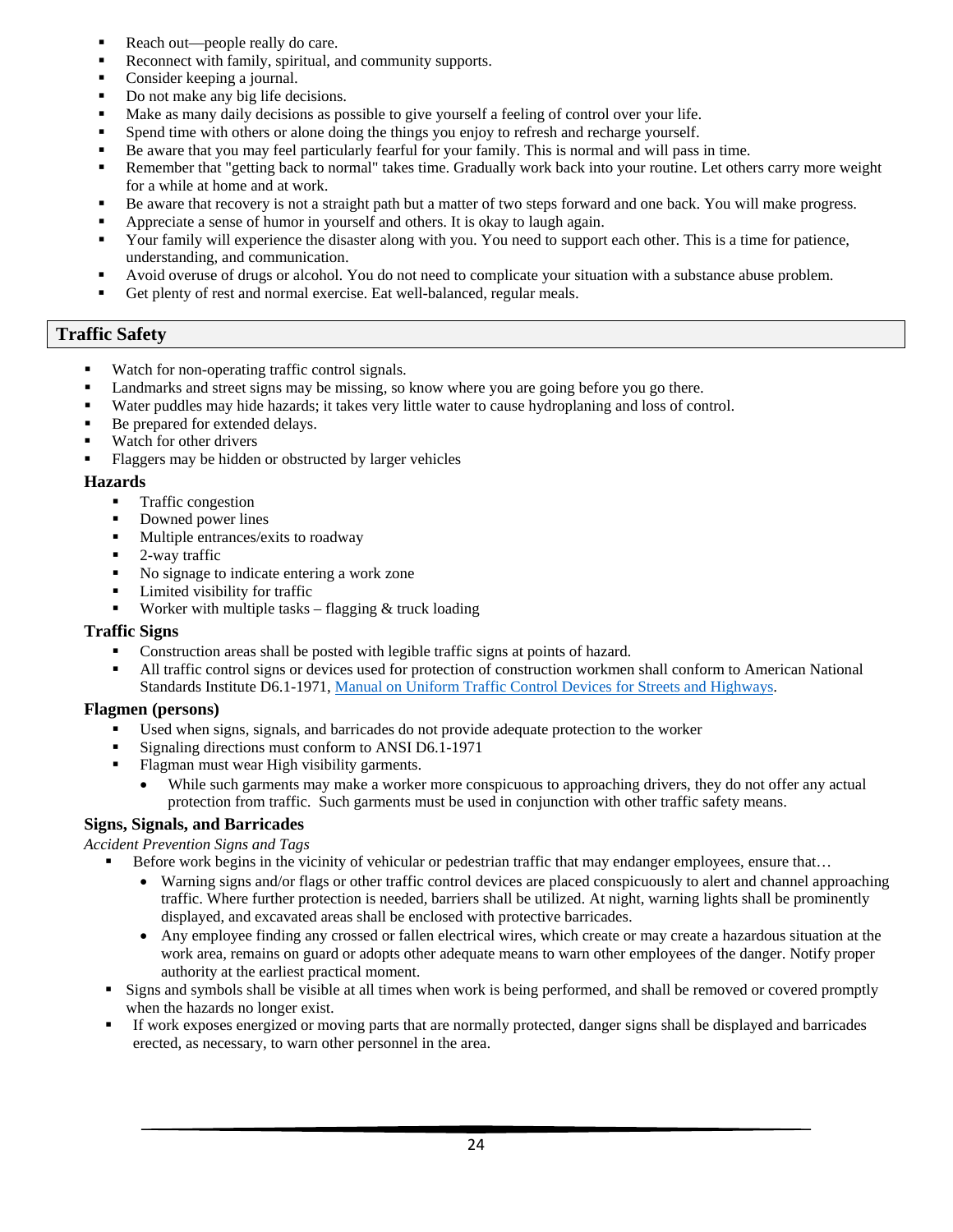- Reach out—people really do care.
- Reconnect with family, spiritual, and community supports.
- Consider keeping a journal.
- Do not make any big life decisions.
- Make as many daily decisions as possible to give yourself a feeling of control over your life.
- Spend time with others or alone doing the things you enjoy to refresh and recharge yourself.
- Be aware that you may feel particularly fearful for your family. This is normal and will pass in time.
- Remember that "getting back to normal" takes time. Gradually work back into your routine. Let others carry more weight for a while at home and at work.
- Be aware that recovery is not a straight path but a matter of two steps forward and one back. You will make progress.
- Appreciate a sense of humor in yourself and others. It is okay to laugh again.
- Your family will experience the disaster along with you. You need to support each other. This is a time for patience, understanding, and communication.
- Avoid overuse of drugs or alcohol. You do not need to complicate your situation with a substance abuse problem.
- Get plenty of rest and normal exercise. Eat well-balanced, regular meals.

## Traffic Safety

- Watch for non-operating traffic control signals.
- Landmarks and street signs may be missing, so know where you are going before you go there.
- Water puddles may hide hazards; it takes very little water to cause hydroplaning and loss of control.
- Be prepared for extended delays.
- Watch for other drivers
- Flaggers may be hidden or obstructed by larger vehicles

### Hazards

- Traffic congestion
- Downed power lines
- Multiple entrances/exits to roadway
- 2-way traffic
- No signage to indicate entering a work zone
- Limited visibility for traffic
- Worker with multiple tasks – flagging & truck loading

### Traffic Signs

- Construction areas shall be posted with legible traffic signs at points of hazard.
- All traffic control signs or devices used for protection of construction workmen shall conform to American National Standards Institute D6.1-1971, Manual on Uniform Traffic Control Devices for Streets and Highways.

### Flagmen (persons)

- Used when signs, signals, and barricades do not provide adequate protection to the worker
- Signaling directions must conform to ANSI D6.1-1971
- Flagman must wear High visibility garments.
  - While such garments may make a worker more conspicuous to approaching drivers, they do not offer any actual protection from traffic. Such garments must be used in conjunction with other traffic safety means.

### Signs, Signals, and Barricades

*Accident Prevention Signs and Tags*

- Before work begins in the vicinity of vehicular or pedestrian traffic that may endanger employees, ensure that…
  - Warning signs and/or flags or other traffic control devices are placed conspicuously to alert and channel approaching traffic. Where further protection is needed, barriers shall be utilized. At night, warning lights shall be prominently displayed, and excavated areas shall be enclosed with protective barricades.
  - Any employee finding any crossed or fallen electrical wires, which create or may create a hazardous situation at the work area, remains on guard or adopts other adequate means to warn other employees of the danger. Notify proper authority at the earliest practical moment.
- Signs and symbols shall be visible at all times when work is being performed, and shall be removed or covered promptly when the hazards no longer exist.
- If work exposes energized or moving parts that are normally protected, danger signs shall be displayed and barricades erected, as necessary, to warn other personnel in the area.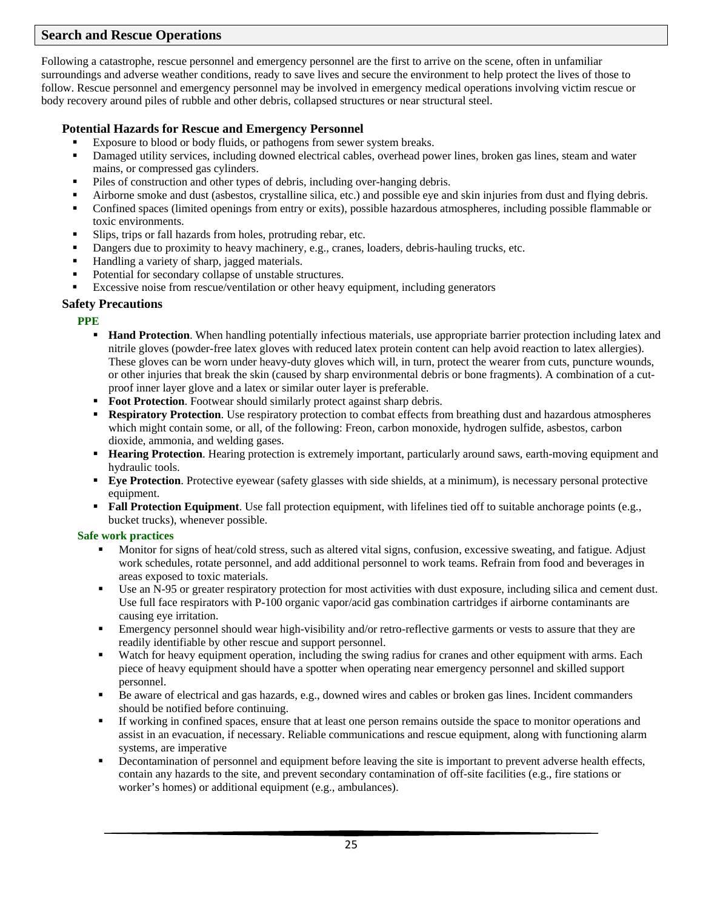## Search and Rescue Operations

Following a catastrophe, rescue personnel and emergency personnel are the first to arrive on the scene, often in unfamiliar surroundings and adverse weather conditions, ready to save lives and secure the environment to help protect the lives of those to follow. Rescue personnel and emergency personnel may be involved in emergency medical operations involving victim rescue or body recovery around piles of rubble and other debris, collapsed structures or near structural steel.

### Potential Hazards for Rescue and Emergency Personnel

- Exposure to blood or body fluids, or pathogens from sewer system breaks.
- Damaged utility services, including downed electrical cables, overhead power lines, broken gas lines, steam and water mains, or compressed gas cylinders.
- Piles of construction and other types of debris, including over-hanging debris.
- Airborne smoke and dust (asbestos, crystalline silica, etc.) and possible eye and skin injuries from dust and flying debris.
- Confined spaces (limited openings from entry or exits), possible hazardous atmospheres, including possible flammable or toxic environments.
- Slips, trips or fall hazards from holes, protruding rebar, etc.
- Dangers due to proximity to heavy machinery, e.g., cranes, loaders, debris-hauling trucks, etc.
- Handling a variety of sharp, jagged materials.
- Potential for secondary collapse of unstable structures.
- Excessive noise from rescue/ventilation or other heavy equipment, including generators

### Safety Precautions

#### PPE

- **Hand Protection**. When handling potentially infectious materials, use appropriate barrier protection including latex and nitrile gloves (powder-free latex gloves with reduced latex protein content can help avoid reaction to latex allergies). These gloves can be worn under heavy-duty gloves which will, in turn, protect the wearer from cuts, puncture wounds, or other injuries that break the skin (caused by sharp environmental debris or bone fragments). A combination of a cut-proof inner layer glove and a latex or similar outer layer is preferable.
- **Foot Protection**. Footwear should similarly protect against sharp debris.
- **Respiratory Protection**. Use respiratory protection to combat effects from breathing dust and hazardous atmospheres which might contain some, or all, of the following: Freon, carbon monoxide, hydrogen sulfide, asbestos, carbon dioxide, ammonia, and welding gases.
- **Hearing Protection**. Hearing protection is extremely important, particularly around saws, earth-moving equipment and hydraulic tools.
- **Eye Protection**. Protective eyewear (safety glasses with side shields, at a minimum), is necessary personal protective equipment.
- **Fall Protection Equipment**. Use fall protection equipment, with lifelines tied off to suitable anchorage points (e.g., bucket trucks), whenever possible.

#### Safe work practices

- Monitor for signs of heat/cold stress, such as altered vital signs, confusion, excessive sweating, and fatigue. Adjust work schedules, rotate personnel, and add additional personnel to work teams. Refrain from food and beverages in areas exposed to toxic materials.
- Use an N-95 or greater respiratory protection for most activities with dust exposure, including silica and cement dust. Use full face respirators with P-100 organic vapor/acid gas combination cartridges if airborne contaminants are causing eye irritation.
- Emergency personnel should wear high-visibility and/or retro-reflective garments or vests to assure that they are readily identifiable by other rescue and support personnel.
- Watch for heavy equipment operation, including the swing radius for cranes and other equipment with arms. Each piece of heavy equipment should have a spotter when operating near emergency personnel and skilled support personnel.
- Be aware of electrical and gas hazards, e.g., downed wires and cables or broken gas lines. Incident commanders should be notified before continuing.
- If working in confined spaces, ensure that at least one person remains outside the space to monitor operations and assist in an evacuation, if necessary. Reliable communications and rescue equipment, along with functioning alarm systems, are imperative
- Decontamination of personnel and equipment before leaving the site is important to prevent adverse health effects, contain any hazards to the site, and prevent secondary contamination of off-site facilities (e.g., fire stations or worker's homes) or additional equipment (e.g., ambulances).